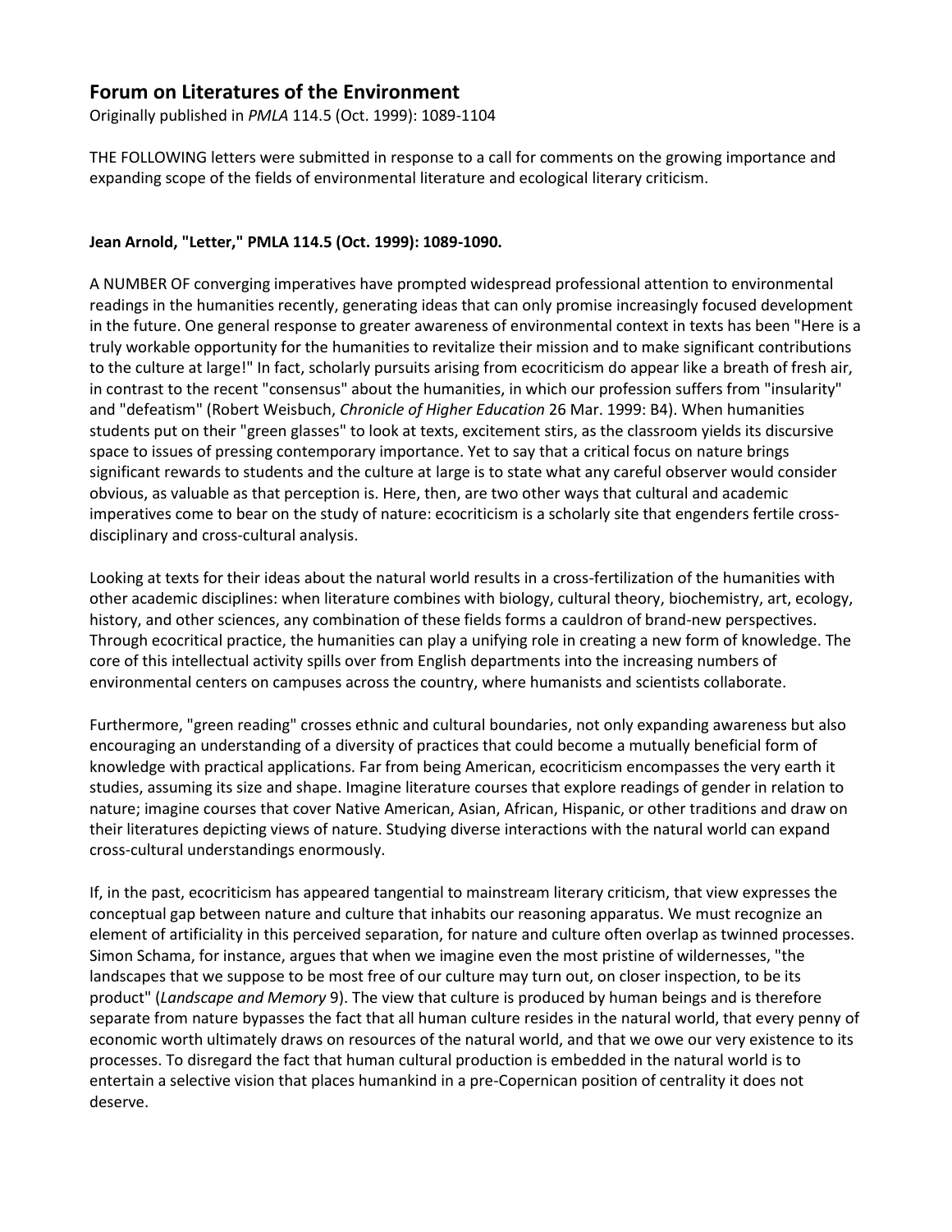# Forum on Literatures of the Environment

Originally published in *PMLA* 114.5 (Oct. 1999): 1089-1104

THE FOLLOWING letters were submitted in response to a call for comments on the growing importance and expanding scope of the fields of environmental literature and ecological literary criticism.

**Jean Arnold, "Letter," PMLA 114.5 (Oct. 1999): 1089-1090.**

A NUMBER OF converging imperatives have prompted widespread professional attention to environmental readings in the humanities recently, generating ideas that can only promise increasingly focused development in the future. One general response to greater awareness of environmental context in texts has been "Here is a truly workable opportunity for the humanities to revitalize their mission and to make significant contributions to the culture at large!" In fact, scholarly pursuits arising from ecocriticism do appear like a breath of fresh air, in contrast to the recent "consensus" about the humanities, in which our profession suffers from "insularity" and "defeatism" (Robert Weisbuch, *Chronicle of Higher Education* 26 Mar. 1999: B4). When humanities students put on their "green glasses" to look at texts, excitement stirs, as the classroom yields its discursive space to issues of pressing contemporary importance. Yet to say that a critical focus on nature brings significant rewards to students and the culture at large is to state what any careful observer would consider obvious, as valuable as that perception is. Here, then, are two other ways that cultural and academic imperatives come to bear on the study of nature: ecocriticism is a scholarly site that engenders fertile cross-disciplinary and cross-cultural analysis.

Looking at texts for their ideas about the natural world results in a cross-fertilization of the humanities with other academic disciplines: when literature combines with biology, cultural theory, biochemistry, art, ecology, history, and other sciences, any combination of these fields forms a cauldron of brand-new perspectives. Through ecocritical practice, the humanities can play a unifying role in creating a new form of knowledge. The core of this intellectual activity spills over from English departments into the increasing numbers of environmental centers on campuses across the country, where humanists and scientists collaborate.

Furthermore, "green reading" crosses ethnic and cultural boundaries, not only expanding awareness but also encouraging an understanding of a diversity of practices that could become a mutually beneficial form of knowledge with practical applications. Far from being American, ecocriticism encompasses the very earth it studies, assuming its size and shape. Imagine literature courses that explore readings of gender in relation to nature; imagine courses that cover Native American, Asian, African, Hispanic, or other traditions and draw on their literatures depicting views of nature. Studying diverse interactions with the natural world can expand cross-cultural understandings enormously.

If, in the past, ecocriticism has appeared tangential to mainstream literary criticism, that view expresses the conceptual gap between nature and culture that inhabits our reasoning apparatus. We must recognize an element of artificiality in this perceived separation, for nature and culture often overlap as twinned processes. Simon Schama, for instance, argues that when we imagine even the most pristine of wildernesses, "the landscapes that we suppose to be most free of our culture may turn out, on closer inspection, to be its product" (*Landscape and Memory* 9). The view that culture is produced by human beings and is therefore separate from nature bypasses the fact that all human culture resides in the natural world, that every penny of economic worth ultimately draws on resources of the natural world, and that we owe our very existence to its processes. To disregard the fact that human cultural production is embedded in the natural world is to entertain a selective vision that places humankind in a pre-Copernican position of centrality it does not deserve.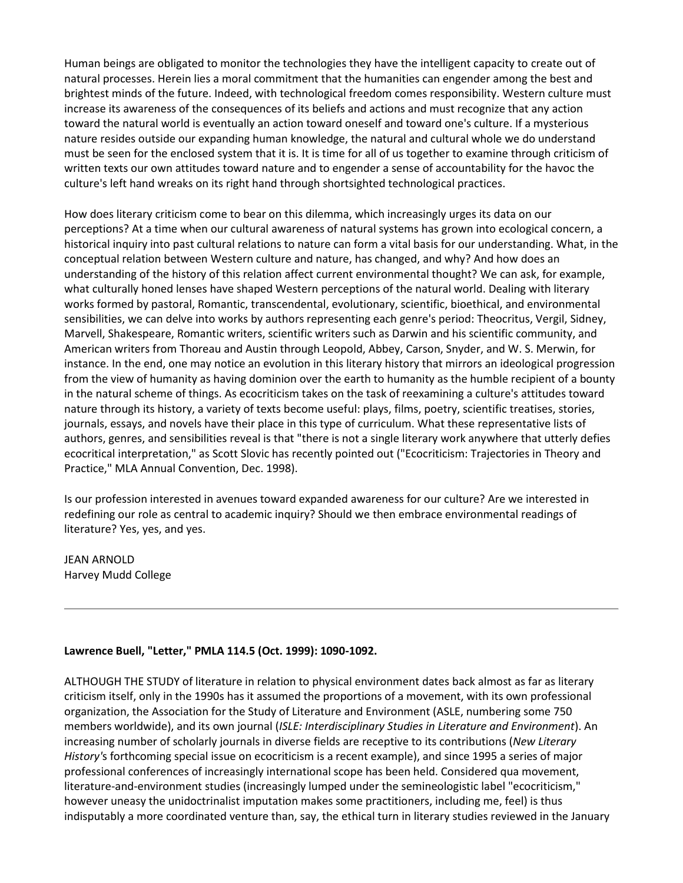Human beings are obligated to monitor the technologies they have the intelligent capacity to create out of natural processes. Herein lies a moral commitment that the humanities can engender among the best and brightest minds of the future. Indeed, with technological freedom comes responsibility. Western culture must increase its awareness of the consequences of its beliefs and actions and must recognize that any action toward the natural world is eventually an action toward oneself and toward one's culture. If a mysterious nature resides outside our expanding human knowledge, the natural and cultural whole we do understand must be seen for the enclosed system that it is. It is time for all of us together to examine through criticism of written texts our own attitudes toward nature and to engender a sense of accountability for the havoc the culture's left hand wreaks on its right hand through shortsighted technological practices.

How does literary criticism come to bear on this dilemma, which increasingly urges its data on our perceptions? At a time when our cultural awareness of natural systems has grown into ecological concern, a historical inquiry into past cultural relations to nature can form a vital basis for our understanding. What, in the conceptual relation between Western culture and nature, has changed, and why? And how does an understanding of the history of this relation affect current environmental thought? We can ask, for example, what culturally honed lenses have shaped Western perceptions of the natural world. Dealing with literary works formed by pastoral, Romantic, transcendental, evolutionary, scientific, bioethical, and environmental sensibilities, we can delve into works by authors representing each genre's period: Theocritus, Vergil, Sidney, Marvell, Shakespeare, Romantic writers, scientific writers such as Darwin and his scientific community, and American writers from Thoreau and Austin through Leopold, Abbey, Carson, Snyder, and W. S. Merwin, for instance. In the end, one may notice an evolution in this literary history that mirrors an ideological progression from the view of humanity as having dominion over the earth to humanity as the humble recipient of a bounty in the natural scheme of things. As ecocriticism takes on the task of reexamining a culture's attitudes toward nature through its history, a variety of texts become useful: plays, films, poetry, scientific treatises, stories, journals, essays, and novels have their place in this type of curriculum. What these representative lists of authors, genres, and sensibilities reveal is that "there is not a single literary work anywhere that utterly defies ecocritical interpretation," as Scott Slovic has recently pointed out ("Ecocriticism: Trajectories in Theory and Practice," MLA Annual Convention, Dec. 1998).

Is our profession interested in avenues toward expanded awareness for our culture? Are we interested in redefining our role as central to academic inquiry? Should we then embrace environmental readings of literature? Yes, yes, and yes.

JEAN ARNOLD
Harvey Mudd College

---

**Lawrence Buell, "Letter," PMLA 114.5 (Oct. 1999): 1090-1092.**

ALTHOUGH THE STUDY of literature in relation to physical environment dates back almost as far as literary criticism itself, only in the 1990s has it assumed the proportions of a movement, with its own professional organization, the Association for the Study of Literature and Environment (ASLE, numbering some 750 members worldwide), and its own journal (*ISLE: Interdisciplinary Studies in Literature and Environment*). An increasing number of scholarly journals in diverse fields are receptive to its contributions (*New Literary History*'s forthcoming special issue on ecocriticism is a recent example), and since 1995 a series of major professional conferences of increasingly international scope has been held. Considered qua movement, literature-and-environment studies (increasingly lumped under the semineologistic label "ecocriticism," however uneasy the unidoctrinalist imputation makes some practitioners, including me, feel) is thus indisputably a more coordinated venture than, say, the ethical turn in literary studies reviewed in the January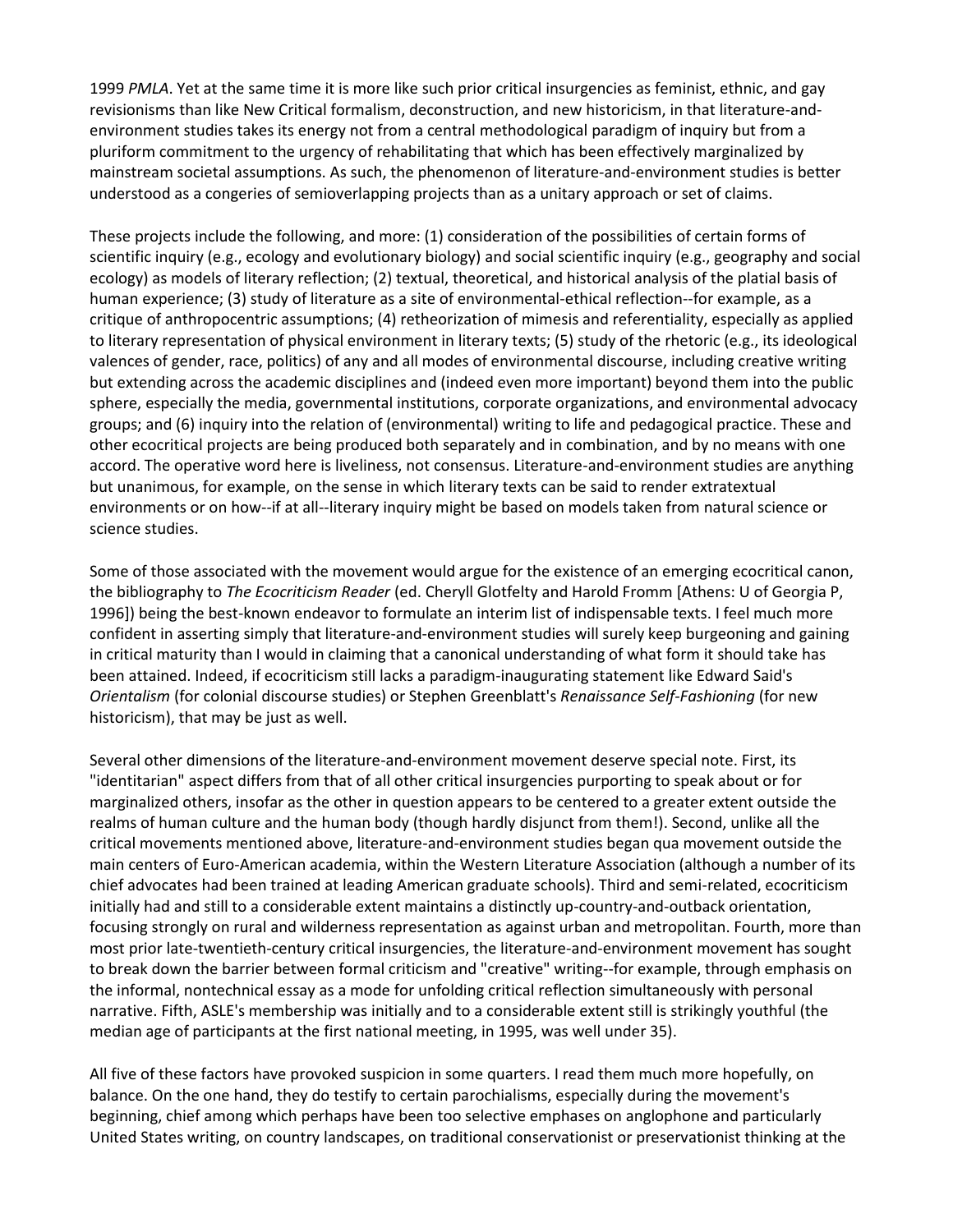1999 *PMLA*. Yet at the same time it is more like such prior critical insurgencies as feminist, ethnic, and gay revisionisms than like New Critical formalism, deconstruction, and new historicism, in that literature-and-environment studies takes its energy not from a central methodological paradigm of inquiry but from a pluriform commitment to the urgency of rehabilitating that which has been effectively marginalized by mainstream societal assumptions. As such, the phenomenon of literature-and-environment studies is better understood as a congeries of semioverlapping projects than as a unitary approach or set of claims.

These projects include the following, and more: (1) consideration of the possibilities of certain forms of scientific inquiry (e.g., ecology and evolutionary biology) and social scientific inquiry (e.g., geography and social ecology) as models of literary reflection; (2) textual, theoretical, and historical analysis of the platial basis of human experience; (3) study of literature as a site of environmental-ethical reflection--for example, as a critique of anthropocentric assumptions; (4) retheorization of mimesis and referentiality, especially as applied to literary representation of physical environment in literary texts; (5) study of the rhetoric (e.g., its ideological valences of gender, race, politics) of any and all modes of environmental discourse, including creative writing but extending across the academic disciplines and (indeed even more important) beyond them into the public sphere, especially the media, governmental institutions, corporate organizations, and environmental advocacy groups; and (6) inquiry into the relation of (environmental) writing to life and pedagogical practice. These and other ecocritical projects are being produced both separately and in combination, and by no means with one accord. The operative word here is liveliness, not consensus. Literature-and-environment studies are anything but unanimous, for example, on the sense in which literary texts can be said to render extratextual environments or on how--if at all--literary inquiry might be based on models taken from natural science or science studies.

Some of those associated with the movement would argue for the existence of an emerging ecocritical canon, the bibliography to *The Ecocriticism Reader* (ed. Cheryll Glotfelty and Harold Fromm [Athens: U of Georgia P, 1996]) being the best-known endeavor to formulate an interim list of indispensable texts. I feel much more confident in asserting simply that literature-and-environment studies will surely keep burgeoning and gaining in critical maturity than I would in claiming that a canonical understanding of what form it should take has been attained. Indeed, if ecocriticism still lacks a paradigm-inaugurating statement like Edward Said's *Orientalism* (for colonial discourse studies) or Stephen Greenblatt's *Renaissance Self-Fashioning* (for new historicism), that may be just as well.

Several other dimensions of the literature-and-environment movement deserve special note. First, its "identitarian" aspect differs from that of all other critical insurgencies purporting to speak about or for marginalized others, insofar as the other in question appears to be centered to a greater extent outside the realms of human culture and the human body (though hardly disjunct from them!). Second, unlike all the critical movements mentioned above, literature-and-environment studies began qua movement outside the main centers of Euro-American academia, within the Western Literature Association (although a number of its chief advocates had been trained at leading American graduate schools). Third and semi-related, ecocriticism initially had and still to a considerable extent maintains a distinctly up-country-and-outback orientation, focusing strongly on rural and wilderness representation as against urban and metropolitan. Fourth, more than most prior late-twentieth-century critical insurgencies, the literature-and-environment movement has sought to break down the barrier between formal criticism and "creative" writing--for example, through emphasis on the informal, nontechnical essay as a mode for unfolding critical reflection simultaneously with personal narrative. Fifth, ASLE's membership was initially and to a considerable extent still is strikingly youthful (the median age of participants at the first national meeting, in 1995, was well under 35).

All five of these factors have provoked suspicion in some quarters. I read them much more hopefully, on balance. On the one hand, they do testify to certain parochialisms, especially during the movement's beginning, chief among which perhaps have been too selective emphases on anglophone and particularly United States writing, on country landscapes, on traditional conservationist or preservationist thinking at the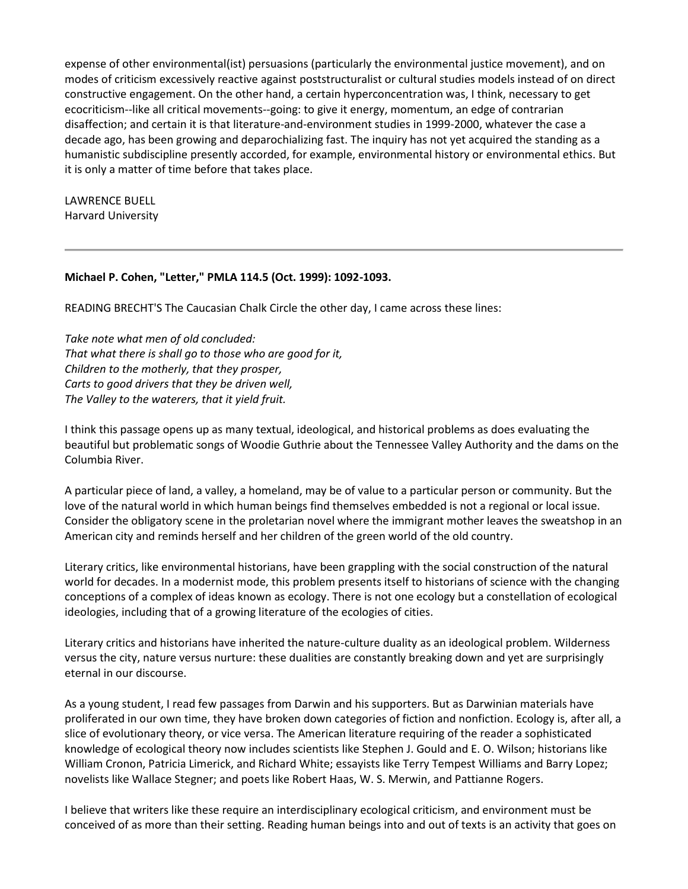expense of other environmental(ist) persuasions (particularly the environmental justice movement), and on modes of criticism excessively reactive against poststructuralist or cultural studies models instead of on direct constructive engagement. On the other hand, a certain hyperconcentration was, I think, necessary to get ecocriticism--like all critical movements--going: to give it energy, momentum, an edge of contrarian disaffection; and certain it is that literature-and-environment studies in 1999-2000, whatever the case a decade ago, has been growing and deparochializing fast. The inquiry has not yet acquired the standing as a humanistic subdiscipline presently accorded, for example, environmental history or environmental ethics. But it is only a matter of time before that takes place.

LAWRENCE BUELL
Harvard University

---

**Michael P. Cohen, "Letter," PMLA 114.5 (Oct. 1999): 1092-1093.**

READING BRECHT'S The Caucasian Chalk Circle the other day, I came across these lines:

*Take note what men of old concluded:*
*That what there is shall go to those who are good for it,*
*Children to the motherly, that they prosper,*
*Carts to good drivers that they be driven well,*
*The Valley to the waterers, that it yield fruit.*

I think this passage opens up as many textual, ideological, and historical problems as does evaluating the beautiful but problematic songs of Woodie Guthrie about the Tennessee Valley Authority and the dams on the Columbia River.

A particular piece of land, a valley, a homeland, may be of value to a particular person or community. But the love of the natural world in which human beings find themselves embedded is not a regional or local issue. Consider the obligatory scene in the proletarian novel where the immigrant mother leaves the sweatshop in an American city and reminds herself and her children of the green world of the old country.

Literary critics, like environmental historians, have been grappling with the social construction of the natural world for decades. In a modernist mode, this problem presents itself to historians of science with the changing conceptions of a complex of ideas known as ecology. There is not one ecology but a constellation of ecological ideologies, including that of a growing literature of the ecologies of cities.

Literary critics and historians have inherited the nature-culture duality as an ideological problem. Wilderness versus the city, nature versus nurture: these dualities are constantly breaking down and yet are surprisingly eternal in our discourse.

As a young student, I read few passages from Darwin and his supporters. But as Darwinian materials have proliferated in our own time, they have broken down categories of fiction and nonfiction. Ecology is, after all, a slice of evolutionary theory, or vice versa. The American literature requiring of the reader a sophisticated knowledge of ecological theory now includes scientists like Stephen J. Gould and E. O. Wilson; historians like William Cronon, Patricia Limerick, and Richard White; essayists like Terry Tempest Williams and Barry Lopez; novelists like Wallace Stegner; and poets like Robert Haas, W. S. Merwin, and Pattianne Rogers.

I believe that writers like these require an interdisciplinary ecological criticism, and environment must be conceived of as more than their setting. Reading human beings into and out of texts is an activity that goes on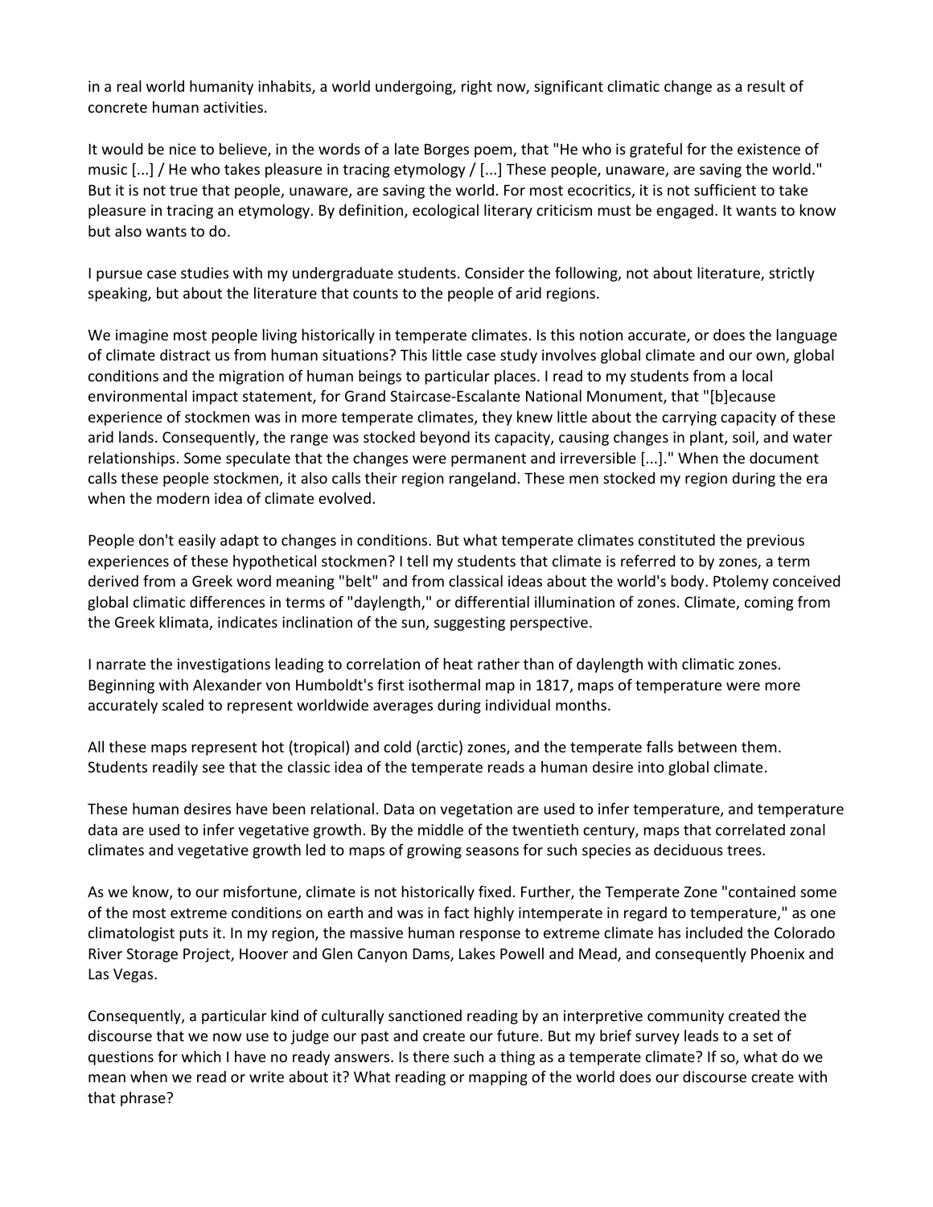in a real world humanity inhabits, a world undergoing, right now, significant climatic change as a result of concrete human activities.

It would be nice to believe, in the words of a late Borges poem, that "He who is grateful for the existence of music [...] / He who takes pleasure in tracing etymology / [...] These people, unaware, are saving the world." But it is not true that people, unaware, are saving the world. For most ecocritics, it is not sufficient to take pleasure in tracing an etymology. By definition, ecological literary criticism must be engaged. It wants to know but also wants to do.

I pursue case studies with my undergraduate students. Consider the following, not about literature, strictly speaking, but about the literature that counts to the people of arid regions.

We imagine most people living historically in temperate climates. Is this notion accurate, or does the language of climate distract us from human situations? This little case study involves global climate and our own, global conditions and the migration of human beings to particular places. I read to my students from a local environmental impact statement, for Grand Staircase-Escalante National Monument, that "[b]ecause experience of stockmen was in more temperate climates, they knew little about the carrying capacity of these arid lands. Consequently, the range was stocked beyond its capacity, causing changes in plant, soil, and water relationships. Some speculate that the changes were permanent and irreversible [...]." When the document calls these people stockmen, it also calls their region rangeland. These men stocked my region during the era when the modern idea of climate evolved.

People don't easily adapt to changes in conditions. But what temperate climates constituted the previous experiences of these hypothetical stockmen? I tell my students that climate is referred to by zones, a term derived from a Greek word meaning "belt" and from classical ideas about the world's body. Ptolemy conceived global climatic differences in terms of "daylength," or differential illumination of zones. Climate, coming from the Greek klimata, indicates inclination of the sun, suggesting perspective.

I narrate the investigations leading to correlation of heat rather than of daylength with climatic zones. Beginning with Alexander von Humboldt's first isothermal map in 1817, maps of temperature were more accurately scaled to represent worldwide averages during individual months.

All these maps represent hot (tropical) and cold (arctic) zones, and the temperate falls between them. Students readily see that the classic idea of the temperate reads a human desire into global climate.

These human desires have been relational. Data on vegetation are used to infer temperature, and temperature data are used to infer vegetative growth. By the middle of the twentieth century, maps that correlated zonal climates and vegetative growth led to maps of growing seasons for such species as deciduous trees.

As we know, to our misfortune, climate is not historically fixed. Further, the Temperate Zone "contained some of the most extreme conditions on earth and was in fact highly intemperate in regard to temperature," as one climatologist puts it. In my region, the massive human response to extreme climate has included the Colorado River Storage Project, Hoover and Glen Canyon Dams, Lakes Powell and Mead, and consequently Phoenix and Las Vegas.

Consequently, a particular kind of culturally sanctioned reading by an interpretive community created the discourse that we now use to judge our past and create our future. But my brief survey leads to a set of questions for which I have no ready answers. Is there such a thing as a temperate climate? If so, what do we mean when we read or write about it? What reading or mapping of the world does our discourse create with that phrase?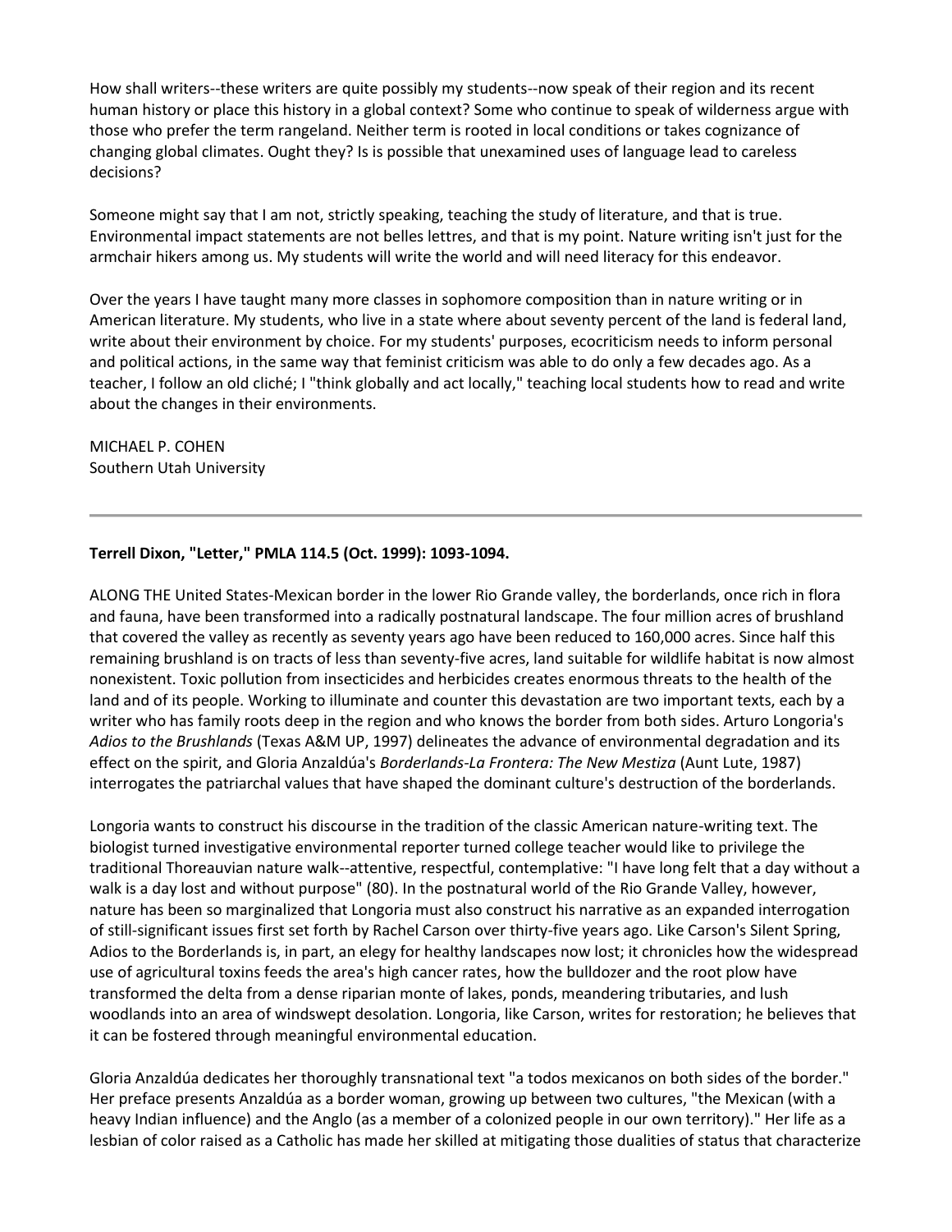How shall writers--these writers are quite possibly my students--now speak of their region and its recent human history or place this history in a global context? Some who continue to speak of wilderness argue with those who prefer the term rangeland. Neither term is rooted in local conditions or takes cognizance of changing global climates. Ought they? Is is possible that unexamined uses of language lead to careless decisions?

Someone might say that I am not, strictly speaking, teaching the study of literature, and that is true. Environmental impact statements are not belles lettres, and that is my point. Nature writing isn't just for the armchair hikers among us. My students will write the world and will need literacy for this endeavor.

Over the years I have taught many more classes in sophomore composition than in nature writing or in American literature. My students, who live in a state where about seventy percent of the land is federal land, write about their environment by choice. For my students' purposes, ecocriticism needs to inform personal and political actions, in the same way that feminist criticism was able to do only a few decades ago. As a teacher, I follow an old cliché; I "think globally and act locally," teaching local students how to read and write about the changes in their environments.

MICHAEL P. COHEN
Southern Utah University

---

**Terrell Dixon, "Letter," PMLA 114.5 (Oct. 1999): 1093-1094.**

ALONG THE United States-Mexican border in the lower Rio Grande valley, the borderlands, once rich in flora and fauna, have been transformed into a radically postnatural landscape. The four million acres of brushland that covered the valley as recently as seventy years ago have been reduced to 160,000 acres. Since half this remaining brushland is on tracts of less than seventy-five acres, land suitable for wildlife habitat is now almost nonexistent. Toxic pollution from insecticides and herbicides creates enormous threats to the health of the land and of its people. Working to illuminate and counter this devastation are two important texts, each by a writer who has family roots deep in the region and who knows the border from both sides. Arturo Longoria's *Adios to the Brushlands* (Texas A&M UP, 1997) delineates the advance of environmental degradation and its effect on the spirit, and Gloria Anzaldúa's *Borderlands-La Frontera: The New Mestiza* (Aunt Lute, 1987) interrogates the patriarchal values that have shaped the dominant culture's destruction of the borderlands.

Longoria wants to construct his discourse in the tradition of the classic American nature-writing text. The biologist turned investigative environmental reporter turned college teacher would like to privilege the traditional Thoreauvian nature walk--attentive, respectful, contemplative: "I have long felt that a day without a walk is a day lost and without purpose" (80). In the postnatural world of the Rio Grande Valley, however, nature has been so marginalized that Longoria must also construct his narrative as an expanded interrogation of still-significant issues first set forth by Rachel Carson over thirty-five years ago. Like Carson's Silent Spring, Adios to the Borderlands is, in part, an elegy for healthy landscapes now lost; it chronicles how the widespread use of agricultural toxins feeds the area's high cancer rates, how the bulldozer and the root plow have transformed the delta from a dense riparian monte of lakes, ponds, meandering tributaries, and lush woodlands into an area of windswept desolation. Longoria, like Carson, writes for restoration; he believes that it can be fostered through meaningful environmental education.

Gloria Anzaldúa dedicates her thoroughly transnational text "a todos mexicanos on both sides of the border." Her preface presents Anzaldúa as a border woman, growing up between two cultures, "the Mexican (with a heavy Indian influence) and the Anglo (as a member of a colonized people in our own territory)." Her life as a lesbian of color raised as a Catholic has made her skilled at mitigating those dualities of status that characterize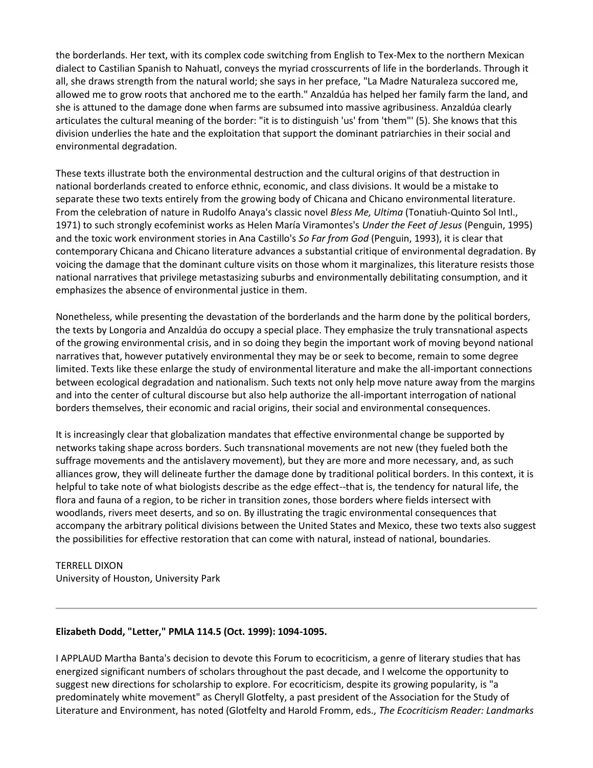the borderlands. Her text, with its complex code switching from English to Tex-Mex to the northern Mexican dialect to Castilian Spanish to Nahuatl, conveys the myriad crosscurrents of life in the borderlands. Through it all, she draws strength from the natural world; she says in her preface, "La Madre Naturaleza succored me, allowed me to grow roots that anchored me to the earth." Anzaldúa has helped her family farm the land, and she is attuned to the damage done when farms are subsumed into massive agribusiness. Anzaldúa clearly articulates the cultural meaning of the border: "it is to distinguish 'us' from 'them'" (5). She knows that this division underlies the hate and the exploitation that support the dominant patriarchies in their social and environmental degradation.

These texts illustrate both the environmental destruction and the cultural origins of that destruction in national borderlands created to enforce ethnic, economic, and class divisions. It would be a mistake to separate these two texts entirely from the growing body of Chicana and Chicano environmental literature. From the celebration of nature in Rudolfo Anaya's classic novel *Bless Me, Ultima* (Tonatiuh-Quinto Sol Intl., 1971) to such strongly ecofeminist works as Helen María Viramontes's *Under the Feet of Jesus* (Penguin, 1995) and the toxic work environment stories in Ana Castillo's *So Far from God* (Penguin, 1993), it is clear that contemporary Chicana and Chicano literature advances a substantial critique of environmental degradation. By voicing the damage that the dominant culture visits on those whom it marginalizes, this literature resists those national narratives that privilege metastasizing suburbs and environmentally debilitating consumption, and it emphasizes the absence of environmental justice in them.

Nonetheless, while presenting the devastation of the borderlands and the harm done by the political borders, the texts by Longoria and Anzaldúa do occupy a special place. They emphasize the truly transnational aspects of the growing environmental crisis, and in so doing they begin the important work of moving beyond national narratives that, however putatively environmental they may be or seek to become, remain to some degree limited. Texts like these enlarge the study of environmental literature and make the all-important connections between ecological degradation and nationalism. Such texts not only help move nature away from the margins and into the center of cultural discourse but also help authorize the all-important interrogation of national borders themselves, their economic and racial origins, their social and environmental consequences.

It is increasingly clear that globalization mandates that effective environmental change be supported by networks taking shape across borders. Such transnational movements are not new (they fueled both the suffrage movements and the antislavery movement), but they are more and more necessary, and, as such alliances grow, they will delineate further the damage done by traditional political borders. In this context, it is helpful to take note of what biologists describe as the edge effect--that is, the tendency for natural life, the flora and fauna of a region, to be richer in transition zones, those borders where fields intersect with woodlands, rivers meet deserts, and so on. By illustrating the tragic environmental consequences that accompany the arbitrary political divisions between the United States and Mexico, these two texts also suggest the possibilities for effective restoration that can come with natural, instead of national, boundaries.

TERRELL DIXON
University of Houston, University Park

---

**Elizabeth Dodd, "Letter," PMLA 114.5 (Oct. 1999): 1094-1095.**

I APPLAUD Martha Banta's decision to devote this Forum to ecocriticism, a genre of literary studies that has energized significant numbers of scholars throughout the past decade, and I welcome the opportunity to suggest new directions for scholarship to explore. For ecocriticism, despite its growing popularity, is "a predominately white movement" as Cheryll Glotfelty, a past president of the Association for the Study of Literature and Environment, has noted (Glotfelty and Harold Fromm, eds., *The Ecocriticism Reader: Landmarks*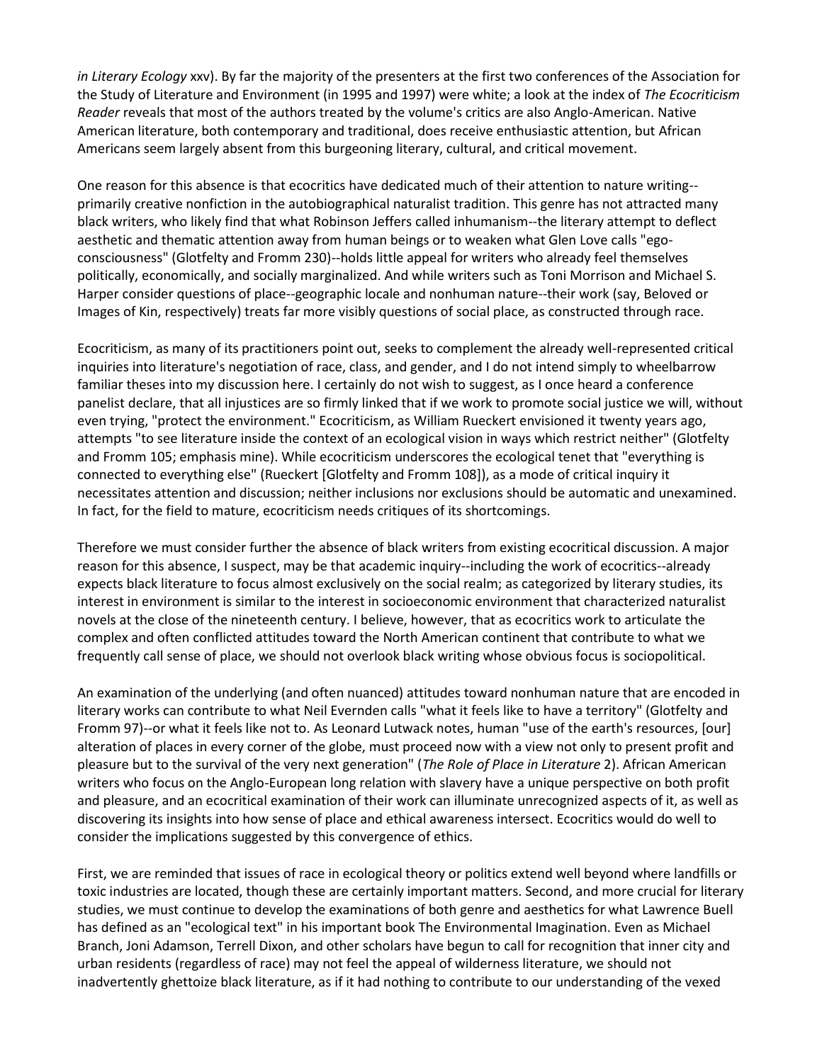*in Literary Ecology* xxv). By far the majority of the presenters at the first two conferences of the Association for the Study of Literature and Environment (in 1995 and 1997) were white; a look at the index of *The Ecocriticism Reader* reveals that most of the authors treated by the volume's critics are also Anglo-American. Native American literature, both contemporary and traditional, does receive enthusiastic attention, but African Americans seem largely absent from this burgeoning literary, cultural, and critical movement.

One reason for this absence is that ecocritics have dedicated much of their attention to nature writing--primarily creative nonfiction in the autobiographical naturalist tradition. This genre has not attracted many black writers, who likely find that what Robinson Jeffers called inhumanism--the literary attempt to deflect aesthetic and thematic attention away from human beings or to weaken what Glen Love calls "ego-consciousness" (Glotfelty and Fromm 230)--holds little appeal for writers who already feel themselves politically, economically, and socially marginalized. And while writers such as Toni Morrison and Michael S. Harper consider questions of place--geographic locale and nonhuman nature--their work (say, Beloved or Images of Kin, respectively) treats far more visibly questions of social place, as constructed through race.

Ecocriticism, as many of its practitioners point out, seeks to complement the already well-represented critical inquiries into literature's negotiation of race, class, and gender, and I do not intend simply to wheelbarrow familiar theses into my discussion here. I certainly do not wish to suggest, as I once heard a conference panelist declare, that all injustices are so firmly linked that if we work to promote social justice we will, without even trying, "protect the environment." Ecocriticism, as William Rueckert envisioned it twenty years ago, attempts "to see literature inside the context of an ecological vision in ways which restrict neither" (Glotfelty and Fromm 105; emphasis mine). While ecocriticism underscores the ecological tenet that "everything is connected to everything else" (Rueckert [Glotfelty and Fromm 108]), as a mode of critical inquiry it necessitates attention and discussion; neither inclusions nor exclusions should be automatic and unexamined. In fact, for the field to mature, ecocriticism needs critiques of its shortcomings.

Therefore we must consider further the absence of black writers from existing ecocritical discussion. A major reason for this absence, I suspect, may be that academic inquiry--including the work of ecocritics--already expects black literature to focus almost exclusively on the social realm; as categorized by literary studies, its interest in environment is similar to the interest in socioeconomic environment that characterized naturalist novels at the close of the nineteenth century. I believe, however, that as ecocritics work to articulate the complex and often conflicted attitudes toward the North American continent that contribute to what we frequently call sense of place, we should not overlook black writing whose obvious focus is sociopolitical.

An examination of the underlying (and often nuanced) attitudes toward nonhuman nature that are encoded in literary works can contribute to what Neil Evernden calls "what it feels like to have a territory" (Glotfelty and Fromm 97)--or what it feels like not to. As Leonard Lutwack notes, human "use of the earth's resources, [our] alteration of places in every corner of the globe, must proceed now with a view not only to present profit and pleasure but to the survival of the very next generation" (*The Role of Place in Literature* 2). African American writers who focus on the Anglo-European long relation with slavery have a unique perspective on both profit and pleasure, and an ecocritical examination of their work can illuminate unrecognized aspects of it, as well as discovering its insights into how sense of place and ethical awareness intersect. Ecocritics would do well to consider the implications suggested by this convergence of ethics.

First, we are reminded that issues of race in ecological theory or politics extend well beyond where landfills or toxic industries are located, though these are certainly important matters. Second, and more crucial for literary studies, we must continue to develop the examinations of both genre and aesthetics for what Lawrence Buell has defined as an "ecological text" in his important book The Environmental Imagination. Even as Michael Branch, Joni Adamson, Terrell Dixon, and other scholars have begun to call for recognition that inner city and urban residents (regardless of race) may not feel the appeal of wilderness literature, we should not inadvertently ghettoize black literature, as if it had nothing to contribute to our understanding of the vexed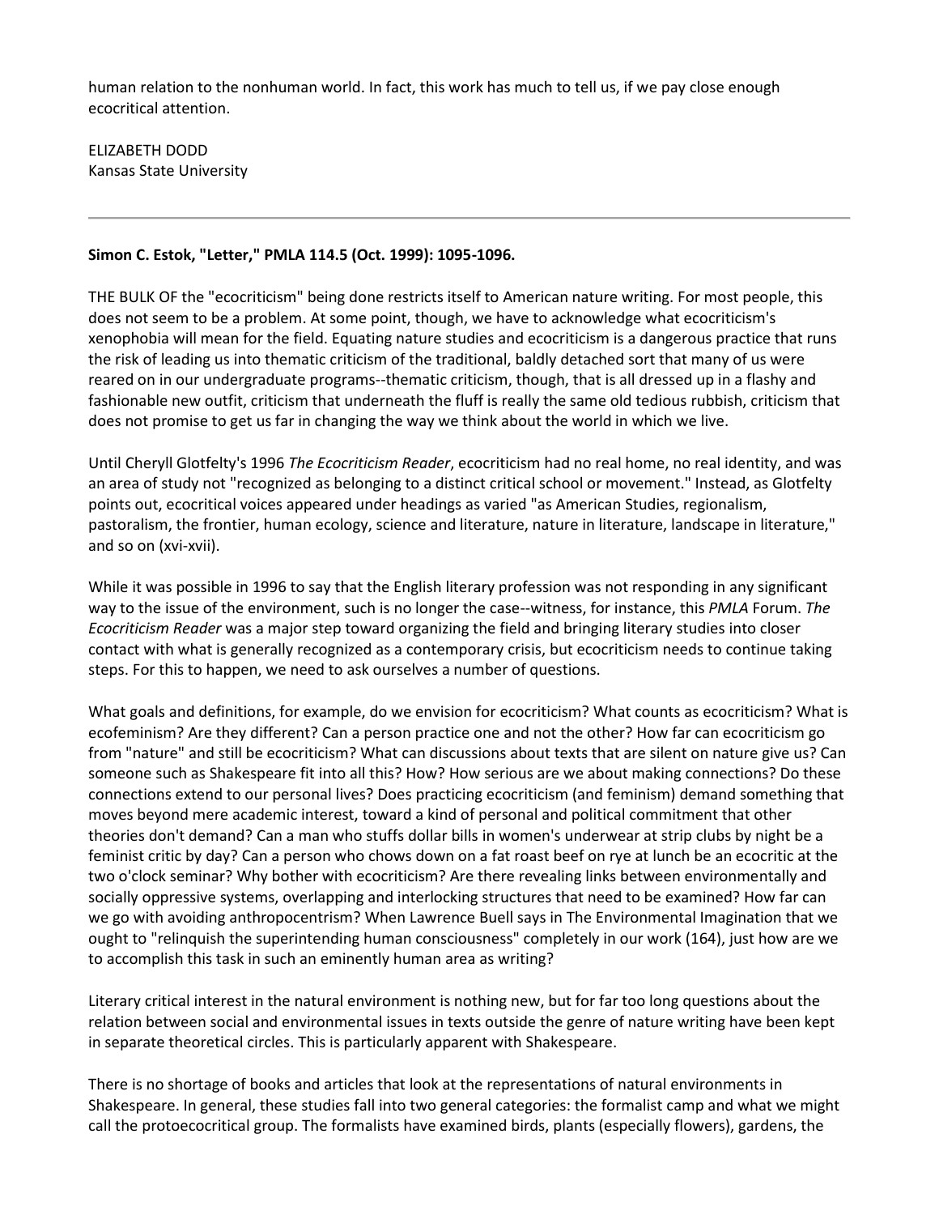human relation to the nonhuman world. In fact, this work has much to tell us, if we pay close enough ecocritical attention.

ELIZABETH DODD
Kansas State University

---

**Simon C. Estok, "Letter," PMLA 114.5 (Oct. 1999): 1095-1096.**

THE BULK OF the "ecocriticism" being done restricts itself to American nature writing. For most people, this does not seem to be a problem. At some point, though, we have to acknowledge what ecocriticism's xenophobia will mean for the field. Equating nature studies and ecocriticism is a dangerous practice that runs the risk of leading us into thematic criticism of the traditional, baldly detached sort that many of us were reared on in our undergraduate programs--thematic criticism, though, that is all dressed up in a flashy and fashionable new outfit, criticism that underneath the fluff is really the same old tedious rubbish, criticism that does not promise to get us far in changing the way we think about the world in which we live.

Until Cheryll Glotfelty's 1996 *The Ecocriticism Reader*, ecocriticism had no real home, no real identity, and was an area of study not "recognized as belonging to a distinct critical school or movement." Instead, as Glotfelty points out, ecocritical voices appeared under headings as varied "as American Studies, regionalism, pastoralism, the frontier, human ecology, science and literature, nature in literature, landscape in literature," and so on (xvi-xvii).

While it was possible in 1996 to say that the English literary profession was not responding in any significant way to the issue of the environment, such is no longer the case--witness, for instance, this *PMLA* Forum. *The Ecocriticism Reader* was a major step toward organizing the field and bringing literary studies into closer contact with what is generally recognized as a contemporary crisis, but ecocriticism needs to continue taking steps. For this to happen, we need to ask ourselves a number of questions.

What goals and definitions, for example, do we envision for ecocriticism? What counts as ecocriticism? What is ecofeminism? Are they different? Can a person practice one and not the other? How far can ecocriticism go from "nature" and still be ecocriticism? What can discussions about texts that are silent on nature give us? Can someone such as Shakespeare fit into all this? How? How serious are we about making connections? Do these connections extend to our personal lives? Does practicing ecocriticism (and feminism) demand something that moves beyond mere academic interest, toward a kind of personal and political commitment that other theories don't demand? Can a man who stuffs dollar bills in women's underwear at strip clubs by night be a feminist critic by day? Can a person who chows down on a fat roast beef on rye at lunch be an ecocritic at the two o'clock seminar? Why bother with ecocriticism? Are there revealing links between environmentally and socially oppressive systems, overlapping and interlocking structures that need to be examined? How far can we go with avoiding anthropocentrism? When Lawrence Buell says in The Environmental Imagination that we ought to "relinquish the superintending human consciousness" completely in our work (164), just how are we to accomplish this task in such an eminently human area as writing?

Literary critical interest in the natural environment is nothing new, but for far too long questions about the relation between social and environmental issues in texts outside the genre of nature writing have been kept in separate theoretical circles. This is particularly apparent with Shakespeare.

There is no shortage of books and articles that look at the representations of natural environments in Shakespeare. In general, these studies fall into two general categories: the formalist camp and what we might call the protoecocritical group. The formalists have examined birds, plants (especially flowers), gardens, the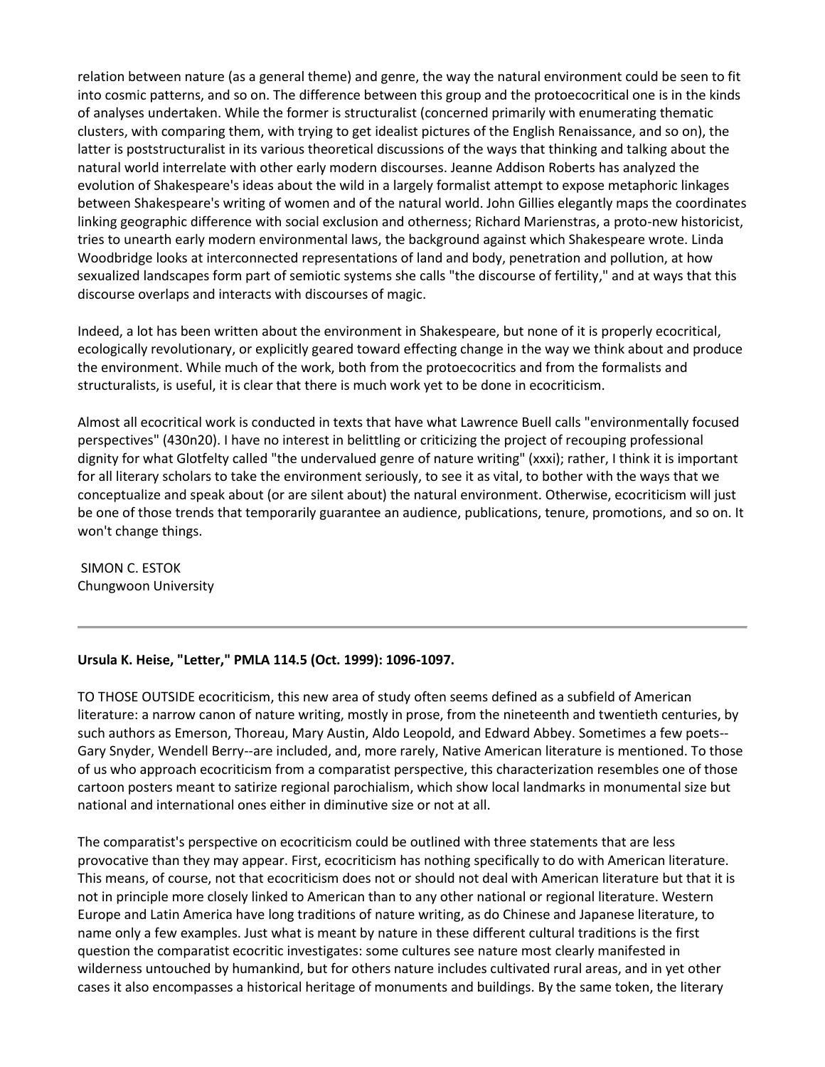relation between nature (as a general theme) and genre, the way the natural environment could be seen to fit into cosmic patterns, and so on. The difference between this group and the protoecocritical one is in the kinds of analyses undertaken. While the former is structuralist (concerned primarily with enumerating thematic clusters, with comparing them, with trying to get idealist pictures of the English Renaissance, and so on), the latter is poststructuralist in its various theoretical discussions of the ways that thinking and talking about the natural world interrelate with other early modern discourses. Jeanne Addison Roberts has analyzed the evolution of Shakespeare's ideas about the wild in a largely formalist attempt to expose metaphoric linkages between Shakespeare's writing of women and of the natural world. John Gillies elegantly maps the coordinates linking geographic difference with social exclusion and otherness; Richard Marienstras, a proto-new historicist, tries to unearth early modern environmental laws, the background against which Shakespeare wrote. Linda Woodbridge looks at interconnected representations of land and body, penetration and pollution, at how sexualized landscapes form part of semiotic systems she calls "the discourse of fertility," and at ways that this discourse overlaps and interacts with discourses of magic.

Indeed, a lot has been written about the environment in Shakespeare, but none of it is properly ecocritical, ecologically revolutionary, or explicitly geared toward effecting change in the way we think about and produce the environment. While much of the work, both from the protoecocritics and from the formalists and structuralists, is useful, it is clear that there is much work yet to be done in ecocriticism.

Almost all ecocritical work is conducted in texts that have what Lawrence Buell calls "environmentally focused perspectives" (430n20). I have no interest in belittling or criticizing the project of recouping professional dignity for what Glotfelty called "the undervalued genre of nature writing" (xxxi); rather, I think it is important for all literary scholars to take the environment seriously, to see it as vital, to bother with the ways that we conceptualize and speak about (or are silent about) the natural environment. Otherwise, ecocriticism will just be one of those trends that temporarily guarantee an audience, publications, tenure, promotions, and so on. It won't change things.

SIMON C. ESTOK
Chungwoon University

---

**Ursula K. Heise, "Letter," PMLA 114.5 (Oct. 1999): 1096-1097.**

TO THOSE OUTSIDE ecocriticism, this new area of study often seems defined as a subfield of American literature: a narrow canon of nature writing, mostly in prose, from the nineteenth and twentieth centuries, by such authors as Emerson, Thoreau, Mary Austin, Aldo Leopold, and Edward Abbey. Sometimes a few poets--Gary Snyder, Wendell Berry--are included, and, more rarely, Native American literature is mentioned. To those of us who approach ecocriticism from a comparatist perspective, this characterization resembles one of those cartoon posters meant to satirize regional parochialism, which show local landmarks in monumental size but national and international ones either in diminutive size or not at all.

The comparatist's perspective on ecocriticism could be outlined with three statements that are less provocative than they may appear. First, ecocriticism has nothing specifically to do with American literature. This means, of course, not that ecocriticism does not or should not deal with American literature but that it is not in principle more closely linked to American than to any other national or regional literature. Western Europe and Latin America have long traditions of nature writing, as do Chinese and Japanese literature, to name only a few examples. Just what is meant by nature in these different cultural traditions is the first question the comparatist ecocritic investigates: some cultures see nature most clearly manifested in wilderness untouched by humankind, but for others nature includes cultivated rural areas, and in yet other cases it also encompasses a historical heritage of monuments and buildings. By the same token, the literary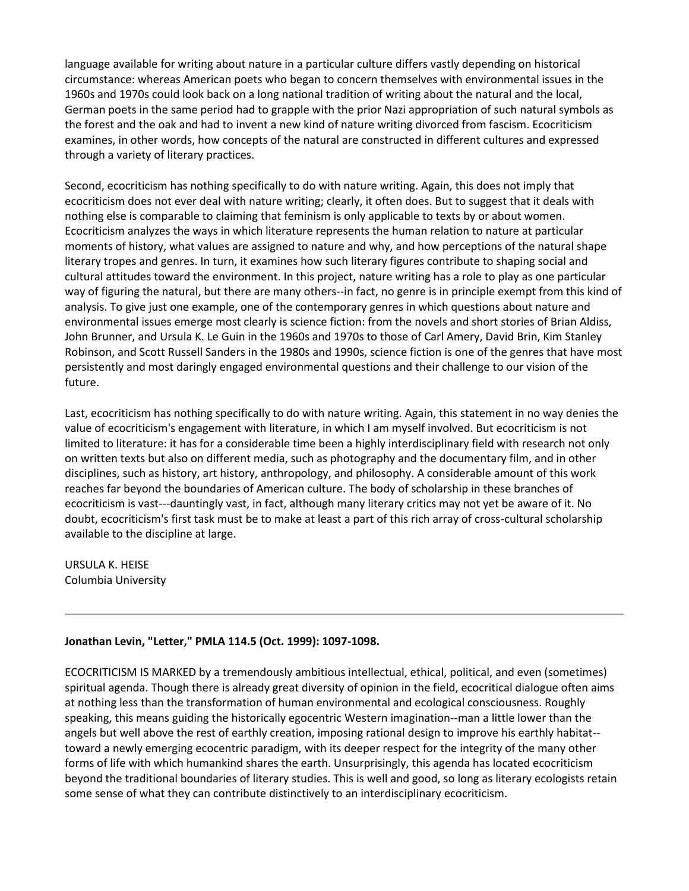language available for writing about nature in a particular culture differs vastly depending on historical circumstance: whereas American poets who began to concern themselves with environmental issues in the 1960s and 1970s could look back on a long national tradition of writing about the natural and the local, German poets in the same period had to grapple with the prior Nazi appropriation of such natural symbols as the forest and the oak and had to invent a new kind of nature writing divorced from fascism. Ecocriticism examines, in other words, how concepts of the natural are constructed in different cultures and expressed through a variety of literary practices.

Second, ecocriticism has nothing specifically to do with nature writing. Again, this does not imply that ecocriticism does not ever deal with nature writing; clearly, it often does. But to suggest that it deals with nothing else is comparable to claiming that feminism is only applicable to texts by or about women. Ecocriticism analyzes the ways in which literature represents the human relation to nature at particular moments of history, what values are assigned to nature and why, and how perceptions of the natural shape literary tropes and genres. In turn, it examines how such literary figures contribute to shaping social and cultural attitudes toward the environment. In this project, nature writing has a role to play as one particular way of figuring the natural, but there are many others--in fact, no genre is in principle exempt from this kind of analysis. To give just one example, one of the contemporary genres in which questions about nature and environmental issues emerge most clearly is science fiction: from the novels and short stories of Brian Aldiss, John Brunner, and Ursula K. Le Guin in the 1960s and 1970s to those of Carl Amery, David Brin, Kim Stanley Robinson, and Scott Russell Sanders in the 1980s and 1990s, science fiction is one of the genres that have most persistently and most daringly engaged environmental questions and their challenge to our vision of the future.

Last, ecocriticism has nothing specifically to do with nature writing. Again, this statement in no way denies the value of ecocriticism's engagement with literature, in which I am myself involved. But ecocriticism is not limited to literature: it has for a considerable time been a highly interdisciplinary field with research not only on written texts but also on different media, such as photography and the documentary film, and in other disciplines, such as history, art history, anthropology, and philosophy. A considerable amount of this work reaches far beyond the boundaries of American culture. The body of scholarship in these branches of ecocriticism is vast---dauntingly vast, in fact, although many literary critics may not yet be aware of it. No doubt, ecocriticism's first task must be to make at least a part of this rich array of cross-cultural scholarship available to the discipline at large.

URSULA K. HEISE
Columbia University

---

**Jonathan Levin, "Letter," PMLA 114.5 (Oct. 1999): 1097-1098.**

ECOCRITICISM IS MARKED by a tremendously ambitious intellectual, ethical, political, and even (sometimes) spiritual agenda. Though there is already great diversity of opinion in the field, ecocritical dialogue often aims at nothing less than the transformation of human environmental and ecological consciousness. Roughly speaking, this means guiding the historically egocentric Western imagination--man a little lower than the angels but well above the rest of earthly creation, imposing rational design to improve his earthly habitat--toward a newly emerging ecocentric paradigm, with its deeper respect for the integrity of the many other forms of life with which humankind shares the earth. Unsurprisingly, this agenda has located ecocriticism beyond the traditional boundaries of literary studies. This is well and good, so long as literary ecologists retain some sense of what they can contribute distinctively to an interdisciplinary ecocriticism.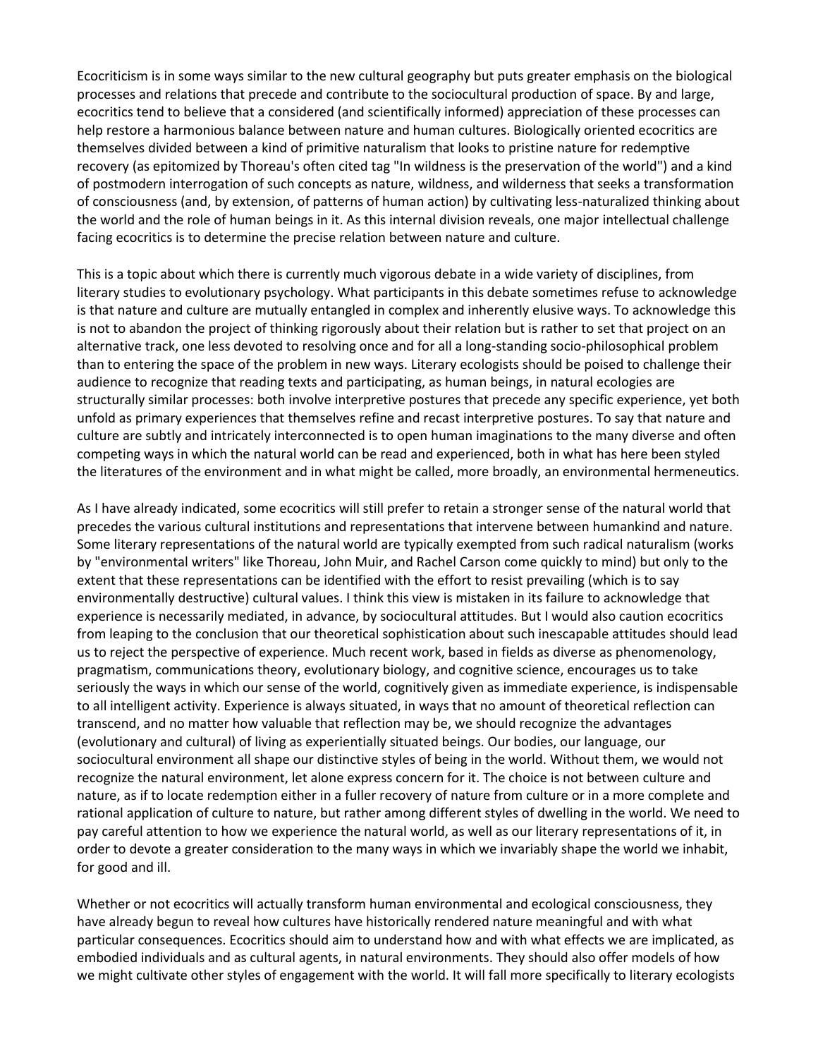Ecocriticism is in some ways similar to the new cultural geography but puts greater emphasis on the biological processes and relations that precede and contribute to the sociocultural production of space. By and large, ecocritics tend to believe that a considered (and scientifically informed) appreciation of these processes can help restore a harmonious balance between nature and human cultures. Biologically oriented ecocritics are themselves divided between a kind of primitive naturalism that looks to pristine nature for redemptive recovery (as epitomized by Thoreau's often cited tag "In wildness is the preservation of the world") and a kind of postmodern interrogation of such concepts as nature, wildness, and wilderness that seeks a transformation of consciousness (and, by extension, of patterns of human action) by cultivating less-naturalized thinking about the world and the role of human beings in it. As this internal division reveals, one major intellectual challenge facing ecocritics is to determine the precise relation between nature and culture.

This is a topic about which there is currently much vigorous debate in a wide variety of disciplines, from literary studies to evolutionary psychology. What participants in this debate sometimes refuse to acknowledge is that nature and culture are mutually entangled in complex and inherently elusive ways. To acknowledge this is not to abandon the project of thinking rigorously about their relation but is rather to set that project on an alternative track, one less devoted to resolving once and for all a long-standing socio-philosophical problem than to entering the space of the problem in new ways. Literary ecologists should be poised to challenge their audience to recognize that reading texts and participating, as human beings, in natural ecologies are structurally similar processes: both involve interpretive postures that precede any specific experience, yet both unfold as primary experiences that themselves refine and recast interpretive postures. To say that nature and culture are subtly and intricately interconnected is to open human imaginations to the many diverse and often competing ways in which the natural world can be read and experienced, both in what has here been styled the literatures of the environment and in what might be called, more broadly, an environmental hermeneutics.

As I have already indicated, some ecocritics will still prefer to retain a stronger sense of the natural world that precedes the various cultural institutions and representations that intervene between humankind and nature. Some literary representations of the natural world are typically exempted from such radical naturalism (works by "environmental writers" like Thoreau, John Muir, and Rachel Carson come quickly to mind) but only to the extent that these representations can be identified with the effort to resist prevailing (which is to say environmentally destructive) cultural values. I think this view is mistaken in its failure to acknowledge that experience is necessarily mediated, in advance, by sociocultural attitudes. But I would also caution ecocritics from leaping to the conclusion that our theoretical sophistication about such inescapable attitudes should lead us to reject the perspective of experience. Much recent work, based in fields as diverse as phenomenology, pragmatism, communications theory, evolutionary biology, and cognitive science, encourages us to take seriously the ways in which our sense of the world, cognitively given as immediate experience, is indispensable to all intelligent activity. Experience is always situated, in ways that no amount of theoretical reflection can transcend, and no matter how valuable that reflection may be, we should recognize the advantages (evolutionary and cultural) of living as experientially situated beings. Our bodies, our language, our sociocultural environment all shape our distinctive styles of being in the world. Without them, we would not recognize the natural environment, let alone express concern for it. The choice is not between culture and nature, as if to locate redemption either in a fuller recovery of nature from culture or in a more complete and rational application of culture to nature, but rather among different styles of dwelling in the world. We need to pay careful attention to how we experience the natural world, as well as our literary representations of it, in order to devote a greater consideration to the many ways in which we invariably shape the world we inhabit, for good and ill.

Whether or not ecocritics will actually transform human environmental and ecological consciousness, they have already begun to reveal how cultures have historically rendered nature meaningful and with what particular consequences. Ecocritics should aim to understand how and with what effects we are implicated, as embodied individuals and as cultural agents, in natural environments. They should also offer models of how we might cultivate other styles of engagement with the world. It will fall more specifically to literary ecologists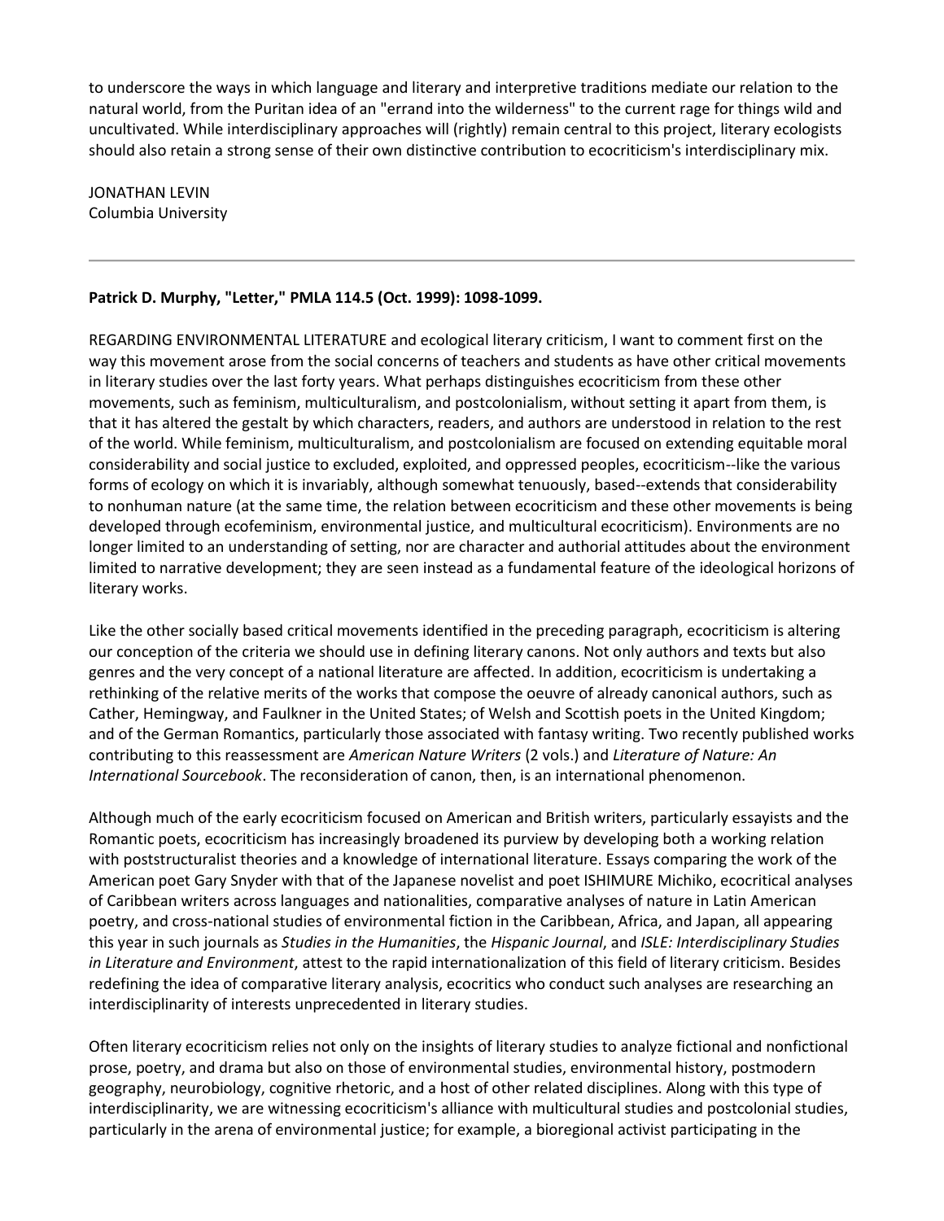to underscore the ways in which language and literary and interpretive traditions mediate our relation to the natural world, from the Puritan idea of an "errand into the wilderness" to the current rage for things wild and uncultivated. While interdisciplinary approaches will (rightly) remain central to this project, literary ecologists should also retain a strong sense of their own distinctive contribution to ecocriticism's interdisciplinary mix.

JONATHAN LEVIN
Columbia University

---

**Patrick D. Murphy, "Letter," PMLA 114.5 (Oct. 1999): 1098-1099.**

REGARDING ENVIRONMENTAL LITERATURE and ecological literary criticism, I want to comment first on the way this movement arose from the social concerns of teachers and students as have other critical movements in literary studies over the last forty years. What perhaps distinguishes ecocriticism from these other movements, such as feminism, multiculturalism, and postcolonialism, without setting it apart from them, is that it has altered the gestalt by which characters, readers, and authors are understood in relation to the rest of the world. While feminism, multiculturalism, and postcolonialism are focused on extending equitable moral considerability and social justice to excluded, exploited, and oppressed peoples, ecocriticism--like the various forms of ecology on which it is invariably, although somewhat tenuously, based--extends that considerability to nonhuman nature (at the same time, the relation between ecocriticism and these other movements is being developed through ecofeminism, environmental justice, and multicultural ecocriticism). Environments are no longer limited to an understanding of setting, nor are character and authorial attitudes about the environment limited to narrative development; they are seen instead as a fundamental feature of the ideological horizons of literary works.

Like the other socially based critical movements identified in the preceding paragraph, ecocriticism is altering our conception of the criteria we should use in defining literary canons. Not only authors and texts but also genres and the very concept of a national literature are affected. In addition, ecocriticism is undertaking a rethinking of the relative merits of the works that compose the oeuvre of already canonical authors, such as Cather, Hemingway, and Faulkner in the United States; of Welsh and Scottish poets in the United Kingdom; and of the German Romantics, particularly those associated with fantasy writing. Two recently published works contributing to this reassessment are *American Nature Writers* (2 vols.) and *Literature of Nature: An International Sourcebook*. The reconsideration of canon, then, is an international phenomenon.

Although much of the early ecocriticism focused on American and British writers, particularly essayists and the Romantic poets, ecocriticism has increasingly broadened its purview by developing both a working relation with poststructuralist theories and a knowledge of international literature. Essays comparing the work of the American poet Gary Snyder with that of the Japanese novelist and poet ISHIMURE Michiko, ecocritical analyses of Caribbean writers across languages and nationalities, comparative analyses of nature in Latin American poetry, and cross-national studies of environmental fiction in the Caribbean, Africa, and Japan, all appearing this year in such journals as *Studies in the Humanities*, the *Hispanic Journal*, and *ISLE: Interdisciplinary Studies in Literature and Environment*, attest to the rapid internationalization of this field of literary criticism. Besides redefining the idea of comparative literary analysis, ecocritics who conduct such analyses are researching an interdisciplinarity of interests unprecedented in literary studies.

Often literary ecocriticism relies not only on the insights of literary studies to analyze fictional and nonfictional prose, poetry, and drama but also on those of environmental studies, environmental history, postmodern geography, neurobiology, cognitive rhetoric, and a host of other related disciplines. Along with this type of interdisciplinarity, we are witnessing ecocriticism's alliance with multicultural studies and postcolonial studies, particularly in the arena of environmental justice; for example, a bioregional activist participating in the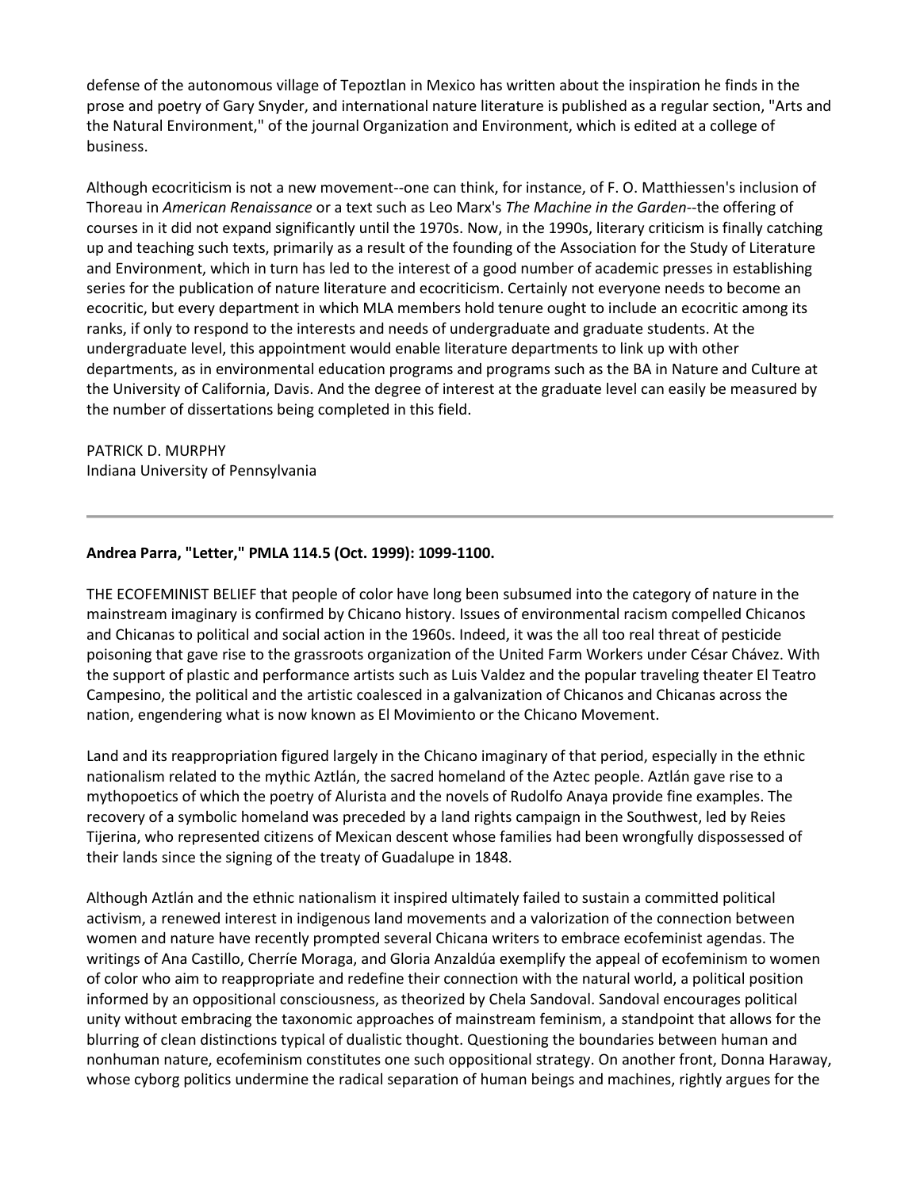defense of the autonomous village of Tepoztlan in Mexico has written about the inspiration he finds in the prose and poetry of Gary Snyder, and international nature literature is published as a regular section, "Arts and the Natural Environment," of the journal Organization and Environment, which is edited at a college of business.

Although ecocriticism is not a new movement--one can think, for instance, of F. O. Matthiessen's inclusion of Thoreau in *American Renaissance* or a text such as Leo Marx's *The Machine in the Garden*--the offering of courses in it did not expand significantly until the 1970s. Now, in the 1990s, literary criticism is finally catching up and teaching such texts, primarily as a result of the founding of the Association for the Study of Literature and Environment, which in turn has led to the interest of a good number of academic presses in establishing series for the publication of nature literature and ecocriticism. Certainly not everyone needs to become an ecocritic, but every department in which MLA members hold tenure ought to include an ecocritic among its ranks, if only to respond to the interests and needs of undergraduate and graduate students. At the undergraduate level, this appointment would enable literature departments to link up with other departments, as in environmental education programs and programs such as the BA in Nature and Culture at the University of California, Davis. And the degree of interest at the graduate level can easily be measured by the number of dissertations being completed in this field.

PATRICK D. MURPHY
Indiana University of Pennsylvania

---

**Andrea Parra, "Letter," PMLA 114.5 (Oct. 1999): 1099-1100.**

THE ECOFEMINIST BELIEF that people of color have long been subsumed into the category of nature in the mainstream imaginary is confirmed by Chicano history. Issues of environmental racism compelled Chicanos and Chicanas to political and social action in the 1960s. Indeed, it was the all too real threat of pesticide poisoning that gave rise to the grassroots organization of the United Farm Workers under César Chávez. With the support of plastic and performance artists such as Luis Valdez and the popular traveling theater El Teatro Campesino, the political and the artistic coalesced in a galvanization of Chicanos and Chicanas across the nation, engendering what is now known as El Movimiento or the Chicano Movement.

Land and its reappropriation figured largely in the Chicano imaginary of that period, especially in the ethnic nationalism related to the mythic Aztlán, the sacred homeland of the Aztec people. Aztlán gave rise to a mythopoetics of which the poetry of Alurista and the novels of Rudolfo Anaya provide fine examples. The recovery of a symbolic homeland was preceded by a land rights campaign in the Southwest, led by Reies Tijerina, who represented citizens of Mexican descent whose families had been wrongfully dispossessed of their lands since the signing of the treaty of Guadalupe in 1848.

Although Aztlán and the ethnic nationalism it inspired ultimately failed to sustain a committed political activism, a renewed interest in indigenous land movements and a valorization of the connection between women and nature have recently prompted several Chicana writers to embrace ecofeminist agendas. The writings of Ana Castillo, Cherríe Moraga, and Gloria Anzaldúa exemplify the appeal of ecofeminism to women of color who aim to reappropriate and redefine their connection with the natural world, a political position informed by an oppositional consciousness, as theorized by Chela Sandoval. Sandoval encourages political unity without embracing the taxonomic approaches of mainstream feminism, a standpoint that allows for the blurring of clean distinctions typical of dualistic thought. Questioning the boundaries between human and nonhuman nature, ecofeminism constitutes one such oppositional strategy. On another front, Donna Haraway, whose cyborg politics undermine the radical separation of human beings and machines, rightly argues for the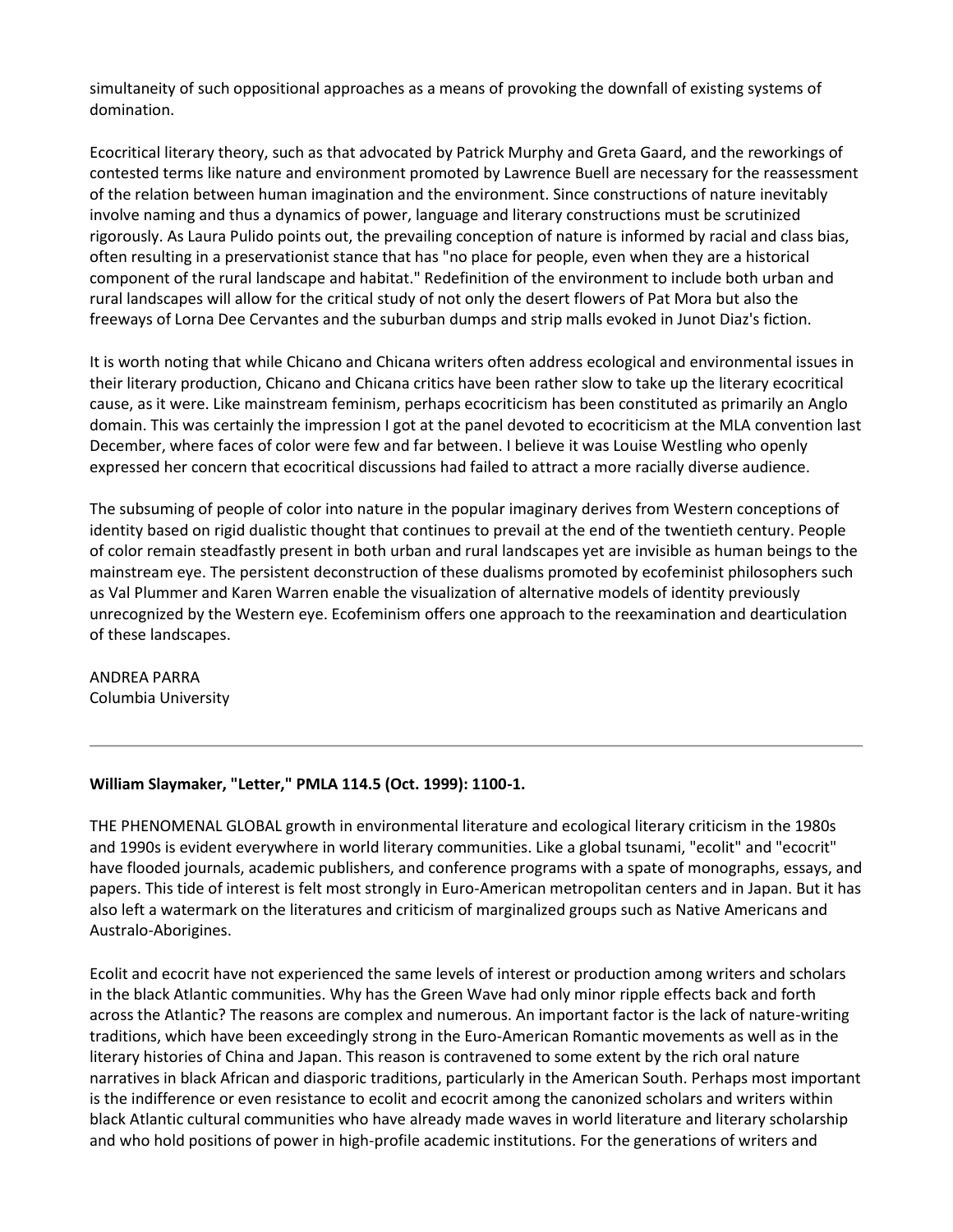simultaneity of such oppositional approaches as a means of provoking the downfall of existing systems of domination.

Ecocritical literary theory, such as that advocated by Patrick Murphy and Greta Gaard, and the reworkings of contested terms like nature and environment promoted by Lawrence Buell are necessary for the reassessment of the relation between human imagination and the environment. Since constructions of nature inevitably involve naming and thus a dynamics of power, language and literary constructions must be scrutinized rigorously. As Laura Pulido points out, the prevailing conception of nature is informed by racial and class bias, often resulting in a preservationist stance that has "no place for people, even when they are a historical component of the rural landscape and habitat." Redefinition of the environment to include both urban and rural landscapes will allow for the critical study of not only the desert flowers of Pat Mora but also the freeways of Lorna Dee Cervantes and the suburban dumps and strip malls evoked in Junot Diaz's fiction.

It is worth noting that while Chicano and Chicana writers often address ecological and environmental issues in their literary production, Chicano and Chicana critics have been rather slow to take up the literary ecocritical cause, as it were. Like mainstream feminism, perhaps ecocriticism has been constituted as primarily an Anglo domain. This was certainly the impression I got at the panel devoted to ecocriticism at the MLA convention last December, where faces of color were few and far between. I believe it was Louise Westling who openly expressed her concern that ecocritical discussions had failed to attract a more racially diverse audience.

The subsuming of people of color into nature in the popular imaginary derives from Western conceptions of identity based on rigid dualistic thought that continues to prevail at the end of the twentieth century. People of color remain steadfastly present in both urban and rural landscapes yet are invisible as human beings to the mainstream eye. The persistent deconstruction of these dualisms promoted by ecofeminist philosophers such as Val Plummer and Karen Warren enable the visualization of alternative models of identity previously unrecognized by the Western eye. Ecofeminism offers one approach to the reexamination and dearticulation of these landscapes.

ANDREA PARRA
Columbia University

---

**William Slaymaker, "Letter," PMLA 114.5 (Oct. 1999): 1100-1.**

THE PHENOMENAL GLOBAL growth in environmental literature and ecological literary criticism in the 1980s and 1990s is evident everywhere in world literary communities. Like a global tsunami, "ecolit" and "ecocrit" have flooded journals, academic publishers, and conference programs with a spate of monographs, essays, and papers. This tide of interest is felt most strongly in Euro-American metropolitan centers and in Japan. But it has also left a watermark on the literatures and criticism of marginalized groups such as Native Americans and Australo-Aborigines.

Ecolit and ecocrit have not experienced the same levels of interest or production among writers and scholars in the black Atlantic communities. Why has the Green Wave had only minor ripple effects back and forth across the Atlantic? The reasons are complex and numerous. An important factor is the lack of nature-writing traditions, which have been exceedingly strong in the Euro-American Romantic movements as well as in the literary histories of China and Japan. This reason is contravened to some extent by the rich oral nature narratives in black African and diasporic traditions, particularly in the American South. Perhaps most important is the indifference or even resistance to ecolit and ecocrit among the canonized scholars and writers within black Atlantic cultural communities who have already made waves in world literature and literary scholarship and who hold positions of power in high-profile academic institutions. For the generations of writers and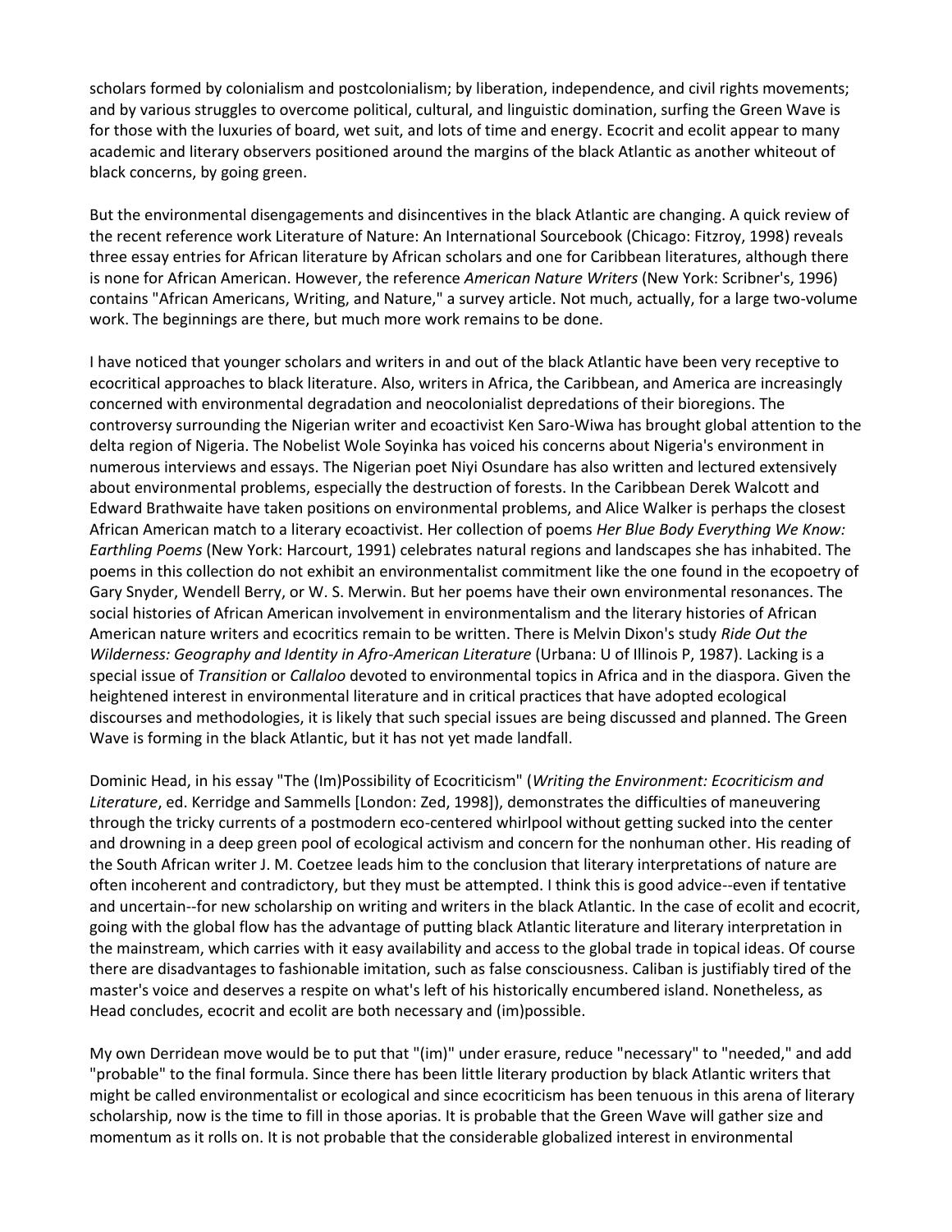scholars formed by colonialism and postcolonialism; by liberation, independence, and civil rights movements; and by various struggles to overcome political, cultural, and linguistic domination, surfing the Green Wave is for those with the luxuries of board, wet suit, and lots of time and energy. Ecocrit and ecolit appear to many academic and literary observers positioned around the margins of the black Atlantic as another whiteout of black concerns, by going green.

But the environmental disengagements and disincentives in the black Atlantic are changing. A quick review of the recent reference work Literature of Nature: An International Sourcebook (Chicago: Fitzroy, 1998) reveals three essay entries for African literature by African scholars and one for Caribbean literatures, although there is none for African American. However, the reference *American Nature Writers* (New York: Scribner's, 1996) contains "African Americans, Writing, and Nature," a survey article. Not much, actually, for a large two-volume work. The beginnings are there, but much more work remains to be done.

I have noticed that younger scholars and writers in and out of the black Atlantic have been very receptive to ecocritical approaches to black literature. Also, writers in Africa, the Caribbean, and America are increasingly concerned with environmental degradation and neocolonialist depredations of their bioregions. The controversy surrounding the Nigerian writer and ecoactivist Ken Saro-Wiwa has brought global attention to the delta region of Nigeria. The Nobelist Wole Soyinka has voiced his concerns about Nigeria's environment in numerous interviews and essays. The Nigerian poet Niyi Osundare has also written and lectured extensively about environmental problems, especially the destruction of forests. In the Caribbean Derek Walcott and Edward Brathwaite have taken positions on environmental problems, and Alice Walker is perhaps the closest African American match to a literary ecoactivist. Her collection of poems *Her Blue Body Everything We Know: Earthling Poems* (New York: Harcourt, 1991) celebrates natural regions and landscapes she has inhabited. The poems in this collection do not exhibit an environmentalist commitment like the one found in the ecopoetry of Gary Snyder, Wendell Berry, or W. S. Merwin. But her poems have their own environmental resonances. The social histories of African American involvement in environmentalism and the literary histories of African American nature writers and ecocritics remain to be written. There is Melvin Dixon's study *Ride Out the Wilderness: Geography and Identity in Afro-American Literature* (Urbana: U of Illinois P, 1987). Lacking is a special issue of *Transition* or *Callaloo* devoted to environmental topics in Africa and in the diaspora. Given the heightened interest in environmental literature and in critical practices that have adopted ecological discourses and methodologies, it is likely that such special issues are being discussed and planned. The Green Wave is forming in the black Atlantic, but it has not yet made landfall.

Dominic Head, in his essay "The (Im)Possibility of Ecocriticism" (*Writing the Environment: Ecocriticism and Literature*, ed. Kerridge and Sammells [London: Zed, 1998]), demonstrates the difficulties of maneuvering through the tricky currents of a postmodern eco-centered whirlpool without getting sucked into the center and drowning in a deep green pool of ecological activism and concern for the nonhuman other. His reading of the South African writer J. M. Coetzee leads him to the conclusion that literary interpretations of nature are often incoherent and contradictory, but they must be attempted. I think this is good advice--even if tentative and uncertain--for new scholarship on writing and writers in the black Atlantic. In the case of ecolit and ecocrit, going with the global flow has the advantage of putting black Atlantic literature and literary interpretation in the mainstream, which carries with it easy availability and access to the global trade in topical ideas. Of course there are disadvantages to fashionable imitation, such as false consciousness. Caliban is justifiably tired of the master's voice and deserves a respite on what's left of his historically encumbered island. Nonetheless, as Head concludes, ecocrit and ecolit are both necessary and (im)possible.

My own Derridean move would be to put that "(im)" under erasure, reduce "necessary" to "needed," and add "probable" to the final formula. Since there has been little literary production by black Atlantic writers that might be called environmentalist or ecological and since ecocriticism has been tenuous in this arena of literary scholarship, now is the time to fill in those aporias. It is probable that the Green Wave will gather size and momentum as it rolls on. It is not probable that the considerable globalized interest in environmental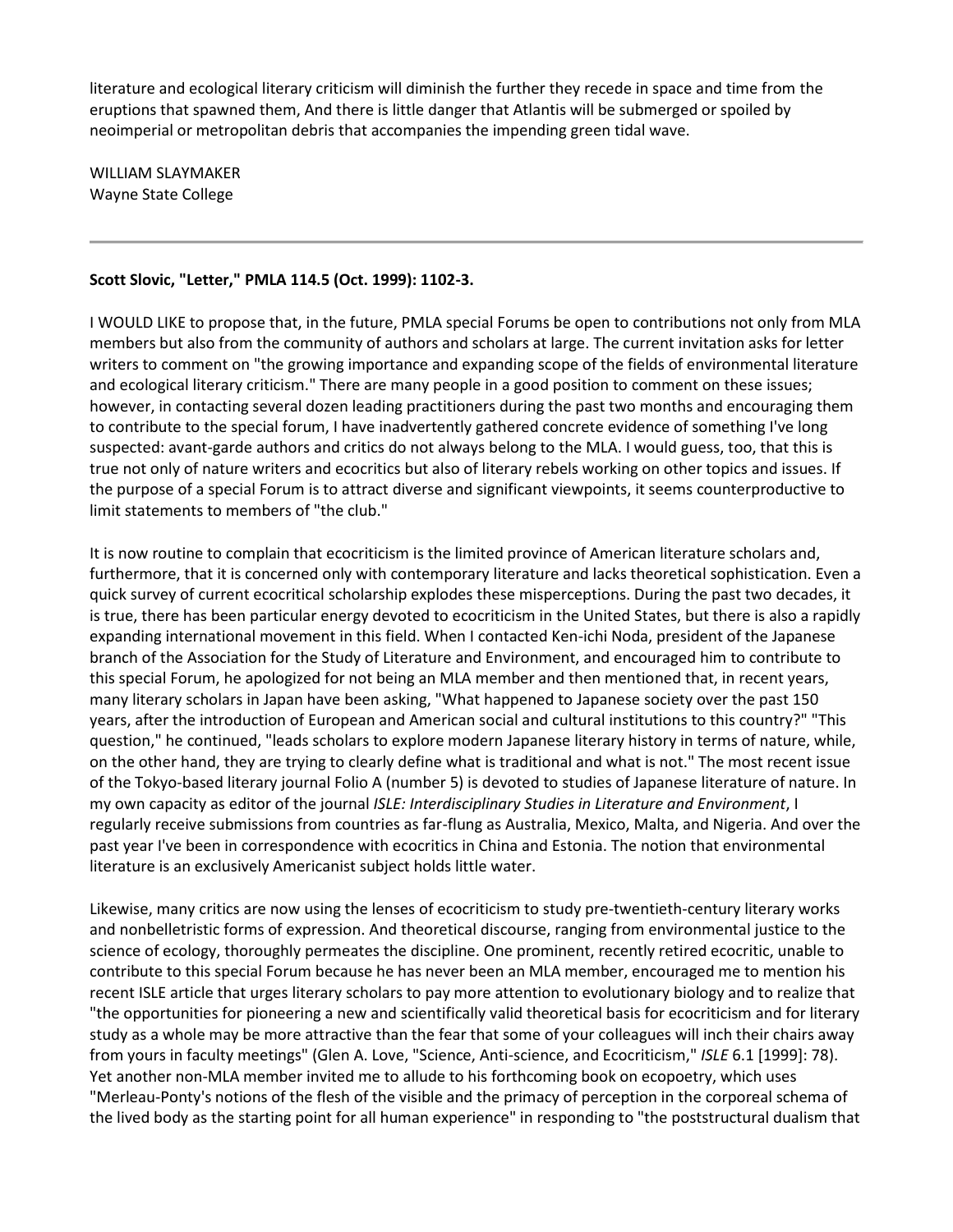literature and ecological literary criticism will diminish the further they recede in space and time from the eruptions that spawned them, And there is little danger that Atlantis will be submerged or spoiled by neoimperial or metropolitan debris that accompanies the impending green tidal wave.

WILLIAM SLAYMAKER
Wayne State College

---

**Scott Slovic, "Letter," PMLA 114.5 (Oct. 1999): 1102-3.**

I WOULD LIKE to propose that, in the future, PMLA special Forums be open to contributions not only from MLA members but also from the community of authors and scholars at large. The current invitation asks for letter writers to comment on "the growing importance and expanding scope of the fields of environmental literature and ecological literary criticism." There are many people in a good position to comment on these issues; however, in contacting several dozen leading practitioners during the past two months and encouraging them to contribute to the special forum, I have inadvertently gathered concrete evidence of something I've long suspected: avant-garde authors and critics do not always belong to the MLA. I would guess, too, that this is true not only of nature writers and ecocritics but also of literary rebels working on other topics and issues. If the purpose of a special Forum is to attract diverse and significant viewpoints, it seems counterproductive to limit statements to members of "the club."

It is now routine to complain that ecocriticism is the limited province of American literature scholars and, furthermore, that it is concerned only with contemporary literature and lacks theoretical sophistication. Even a quick survey of current ecocritical scholarship explodes these misperceptions. During the past two decades, it is true, there has been particular energy devoted to ecocriticism in the United States, but there is also a rapidly expanding international movement in this field. When I contacted Ken-ichi Noda, president of the Japanese branch of the Association for the Study of Literature and Environment, and encouraged him to contribute to this special Forum, he apologized for not being an MLA member and then mentioned that, in recent years, many literary scholars in Japan have been asking, "What happened to Japanese society over the past 150 years, after the introduction of European and American social and cultural institutions to this country?" "This question," he continued, "leads scholars to explore modern Japanese literary history in terms of nature, while, on the other hand, they are trying to clearly define what is traditional and what is not." The most recent issue of the Tokyo-based literary journal Folio A (number 5) is devoted to studies of Japanese literature of nature. In my own capacity as editor of the journal *ISLE: Interdisciplinary Studies in Literature and Environment*, I regularly receive submissions from countries as far-flung as Australia, Mexico, Malta, and Nigeria. And over the past year I've been in correspondence with ecocritics in China and Estonia. The notion that environmental literature is an exclusively Americanist subject holds little water.

Likewise, many critics are now using the lenses of ecocriticism to study pre-twentieth-century literary works and nonbelletristic forms of expression. And theoretical discourse, ranging from environmental justice to the science of ecology, thoroughly permeates the discipline. One prominent, recently retired ecocritic, unable to contribute to this special Forum because he has never been an MLA member, encouraged me to mention his recent ISLE article that urges literary scholars to pay more attention to evolutionary biology and to realize that "the opportunities for pioneering a new and scientifically valid theoretical basis for ecocriticism and for literary study as a whole may be more attractive than the fear that some of your colleagues will inch their chairs away from yours in faculty meetings" (Glen A. Love, "Science, Anti-science, and Ecocriticism," *ISLE* 6.1 [1999]: 78). Yet another non-MLA member invited me to allude to his forthcoming book on ecopoetry, which uses "Merleau-Ponty's notions of the flesh of the visible and the primacy of perception in the corporeal schema of the lived body as the starting point for all human experience" in responding to "the poststructural dualism that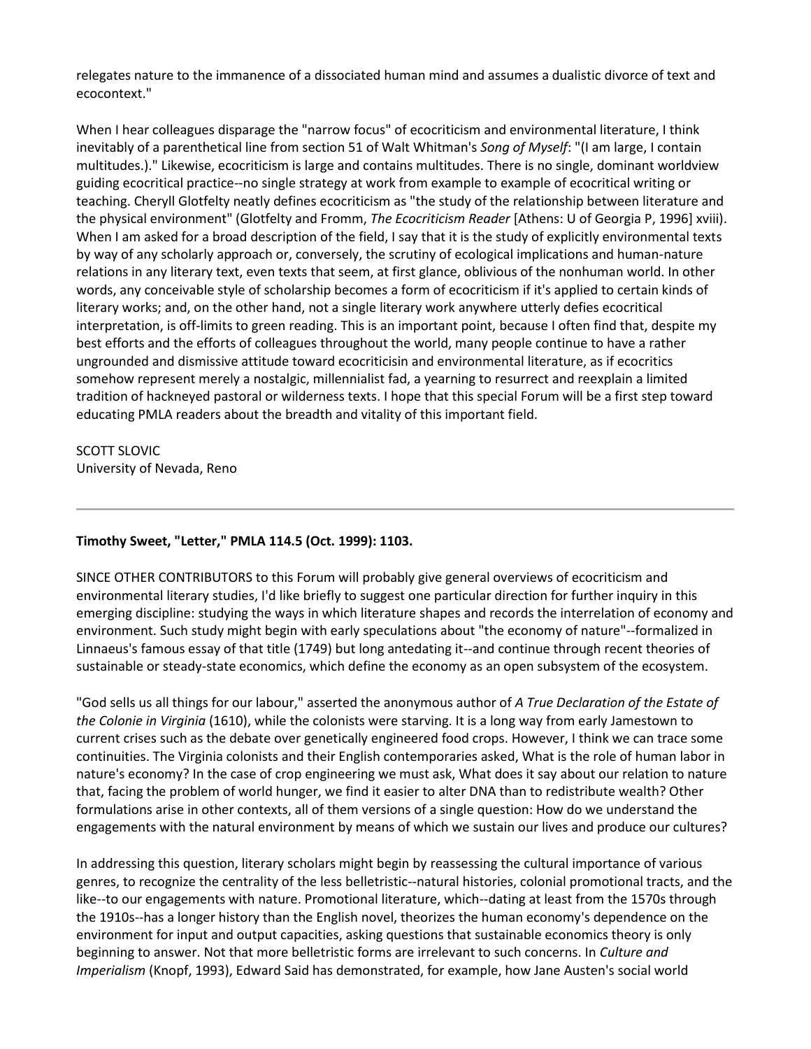relegates nature to the immanence of a dissociated human mind and assumes a dualistic divorce of text and ecocontext."

When I hear colleagues disparage the "narrow focus" of ecocriticism and environmental literature, I think inevitably of a parenthetical line from section 51 of Walt Whitman's *Song of Myself*: "(I am large, I contain multitudes.)." Likewise, ecocriticism is large and contains multitudes. There is no single, dominant worldview guiding ecocritical practice--no single strategy at work from example to example of ecocritical writing or teaching. Cheryll Glotfelty neatly defines ecocriticism as "the study of the relationship between literature and the physical environment" (Glotfelty and Fromm, *The Ecocriticism Reader* [Athens: U of Georgia P, 1996] xviii). When I am asked for a broad description of the field, I say that it is the study of explicitly environmental texts by way of any scholarly approach or, conversely, the scrutiny of ecological implications and human-nature relations in any literary text, even texts that seem, at first glance, oblivious of the nonhuman world. In other words, any conceivable style of scholarship becomes a form of ecocriticism if it's applied to certain kinds of literary works; and, on the other hand, not a single literary work anywhere utterly defies ecocritical interpretation, is off-limits to green reading. This is an important point, because I often find that, despite my best efforts and the efforts of colleagues throughout the world, many people continue to have a rather ungrounded and dismissive attitude toward ecocriticisin and environmental literature, as if ecocritics somehow represent merely a nostalgic, millennialist fad, a yearning to resurrect and reexplain a limited tradition of hackneyed pastoral or wilderness texts. I hope that this special Forum will be a first step toward educating PMLA readers about the breadth and vitality of this important field.

SCOTT SLOVIC
University of Nevada, Reno

---

**Timothy Sweet, "Letter," PMLA 114.5 (Oct. 1999): 1103.**

SINCE OTHER CONTRIBUTORS to this Forum will probably give general overviews of ecocriticism and environmental literary studies, I'd like briefly to suggest one particular direction for further inquiry in this emerging discipline: studying the ways in which literature shapes and records the interrelation of economy and environment. Such study might begin with early speculations about "the economy of nature"--formalized in Linnaeus's famous essay of that title (1749) but long antedating it--and continue through recent theories of sustainable or steady-state economics, which define the economy as an open subsystem of the ecosystem.

"God sells us all things for our labour," asserted the anonymous author of *A True Declaration of the Estate of the Colonie in Virginia* (1610), while the colonists were starving. It is a long way from early Jamestown to current crises such as the debate over genetically engineered food crops. However, I think we can trace some continuities. The Virginia colonists and their English contemporaries asked, What is the role of human labor in nature's economy? In the case of crop engineering we must ask, What does it say about our relation to nature that, facing the problem of world hunger, we find it easier to alter DNA than to redistribute wealth? Other formulations arise in other contexts, all of them versions of a single question: How do we understand the engagements with the natural environment by means of which we sustain our lives and produce our cultures?

In addressing this question, literary scholars might begin by reassessing the cultural importance of various genres, to recognize the centrality of the less belletristic--natural histories, colonial promotional tracts, and the like--to our engagements with nature. Promotional literature, which--dating at least from the 1570s through the 1910s--has a longer history than the English novel, theorizes the human economy's dependence on the environment for input and output capacities, asking questions that sustainable economics theory is only beginning to answer. Not that more belletristic forms are irrelevant to such concerns. In *Culture and Imperialism* (Knopf, 1993), Edward Said has demonstrated, for example, how Jane Austen's social world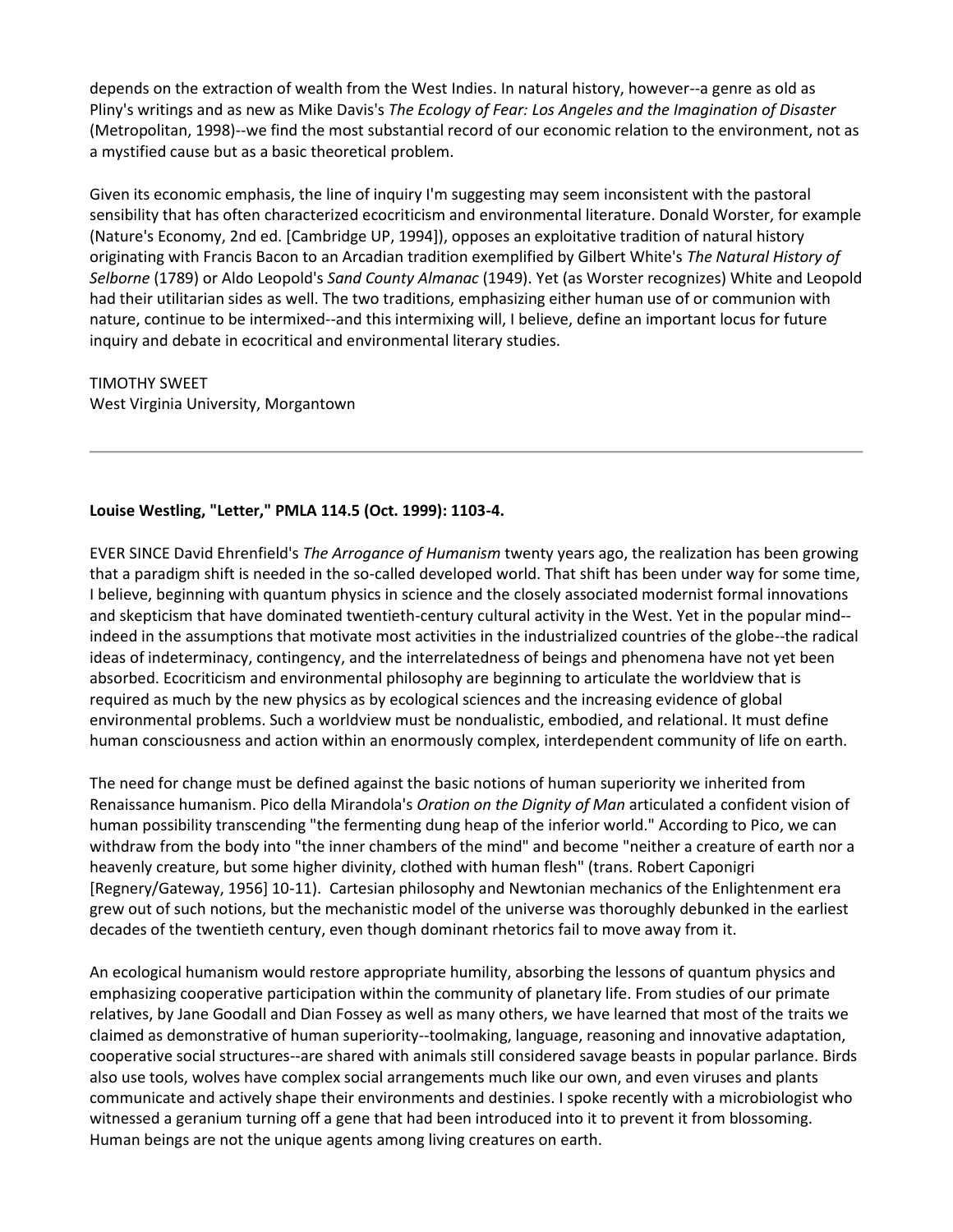depends on the extraction of wealth from the West Indies. In natural history, however--a genre as old as Pliny's writings and as new as Mike Davis's *The Ecology of Fear: Los Angeles and the Imagination of Disaster* (Metropolitan, 1998)--we find the most substantial record of our economic relation to the environment, not as a mystified cause but as a basic theoretical problem.

Given its economic emphasis, the line of inquiry I'm suggesting may seem inconsistent with the pastoral sensibility that has often characterized ecocriticism and environmental literature. Donald Worster, for example (Nature's Economy, 2nd ed. [Cambridge UP, 1994]), opposes an exploitative tradition of natural history originating with Francis Bacon to an Arcadian tradition exemplified by Gilbert White's *The Natural History of Selborne* (1789) or Aldo Leopold's *Sand County Almanac* (1949). Yet (as Worster recognizes) White and Leopold had their utilitarian sides as well. The two traditions, emphasizing either human use of or communion with nature, continue to be intermixed--and this intermixing will, I believe, define an important locus for future inquiry and debate in ecocritical and environmental literary studies.

TIMOTHY SWEET
West Virginia University, Morgantown

---

**Louise Westling, "Letter," PMLA 114.5 (Oct. 1999): 1103-4.**

EVER SINCE David Ehrenfield's *The Arrogance of Humanism* twenty years ago, the realization has been growing that a paradigm shift is needed in the so-called developed world. That shift has been under way for some time, I believe, beginning with quantum physics in science and the closely associated modernist formal innovations and skepticism that have dominated twentieth-century cultural activity in the West. Yet in the popular mind--indeed in the assumptions that motivate most activities in the industrialized countries of the globe--the radical ideas of indeterminacy, contingency, and the interrelatedness of beings and phenomena have not yet been absorbed. Ecocriticism and environmental philosophy are beginning to articulate the worldview that is required as much by the new physics as by ecological sciences and the increasing evidence of global environmental problems. Such a worldview must be nondualistic, embodied, and relational. It must define human consciousness and action within an enormously complex, interdependent community of life on earth.

The need for change must be defined against the basic notions of human superiority we inherited from Renaissance humanism. Pico della Mirandola's *Oration on the Dignity of Man* articulated a confident vision of human possibility transcending "the fermenting dung heap of the inferior world." According to Pico, we can withdraw from the body into "the inner chambers of the mind" and become "neither a creature of earth nor a heavenly creature, but some higher divinity, clothed with human flesh" (trans. Robert Caponigri [Regnery/Gateway, 1956] 10-11). Cartesian philosophy and Newtonian mechanics of the Enlightenment era grew out of such notions, but the mechanistic model of the universe was thoroughly debunked in the earliest decades of the twentieth century, even though dominant rhetorics fail to move away from it.

An ecological humanism would restore appropriate humility, absorbing the lessons of quantum physics and emphasizing cooperative participation within the community of planetary life. From studies of our primate relatives, by Jane Goodall and Dian Fossey as well as many others, we have learned that most of the traits we claimed as demonstrative of human superiority--toolmaking, language, reasoning and innovative adaptation, cooperative social structures--are shared with animals still considered savage beasts in popular parlance. Birds also use tools, wolves have complex social arrangements much like our own, and even viruses and plants communicate and actively shape their environments and destinies. I spoke recently with a microbiologist who witnessed a geranium turning off a gene that had been introduced into it to prevent it from blossoming. Human beings are not the unique agents among living creatures on earth.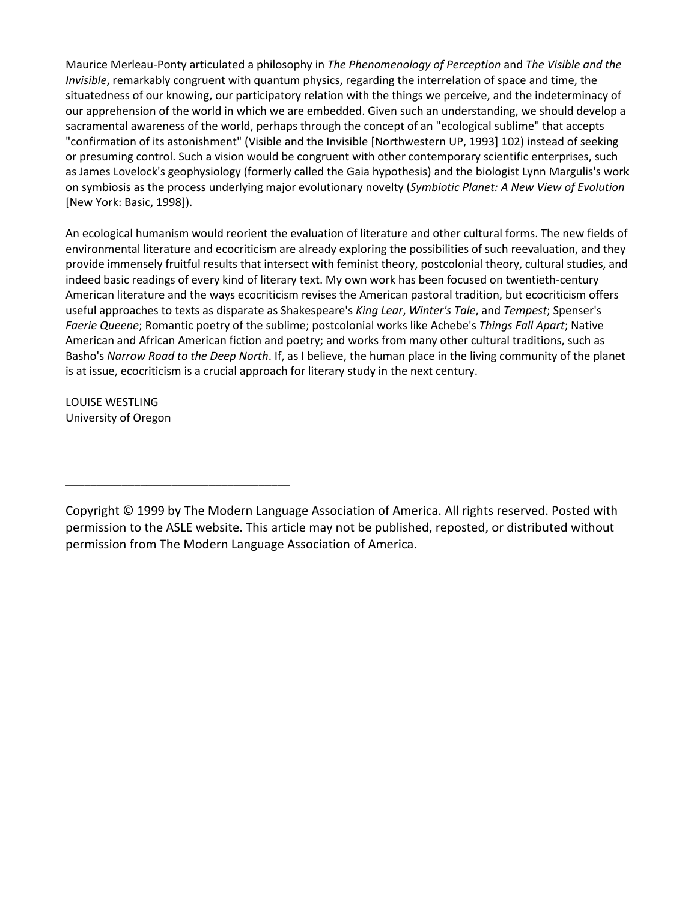Maurice Merleau-Ponty articulated a philosophy in *The Phenomenology of Perception* and *The Visible and the Invisible*, remarkably congruent with quantum physics, regarding the interrelation of space and time, the situatedness of our knowing, our participatory relation with the things we perceive, and the indeterminacy of our apprehension of the world in which we are embedded. Given such an understanding, we should develop a sacramental awareness of the world, perhaps through the concept of an "ecological sublime" that accepts "confirmation of its astonishment" (Visible and the Invisible [Northwestern UP, 1993] 102) instead of seeking or presuming control. Such a vision would be congruent with other contemporary scientific enterprises, such as James Lovelock's geophysiology (formerly called the Gaia hypothesis) and the biologist Lynn Margulis's work on symbiosis as the process underlying major evolutionary novelty (*Symbiotic Planet: A New View of Evolution* [New York: Basic, 1998]).

An ecological humanism would reorient the evaluation of literature and other cultural forms. The new fields of environmental literature and ecocriticism are already exploring the possibilities of such reevaluation, and they provide immensely fruitful results that intersect with feminist theory, postcolonial theory, cultural studies, and indeed basic readings of every kind of literary text. My own work has been focused on twentieth-century American literature and the ways ecocriticism revises the American pastoral tradition, but ecocriticism offers useful approaches to texts as disparate as Shakespeare's *King Lear*, *Winter's Tale*, and *Tempest*; Spenser's *Faerie Queene*; Romantic poetry of the sublime; postcolonial works like Achebe's *Things Fall Apart*; Native American and African American fiction and poetry; and works from many other cultural traditions, such as Basho's *Narrow Road to the Deep North*. If, as I believe, the human place in the living community of the planet is at issue, ecocriticism is a crucial approach for literary study in the next century.

LOUISE WESTLING
University of Oregon

---

Copyright © 1999 by The Modern Language Association of America. All rights reserved. Posted with permission to the ASLE website. This article may not be published, reposted, or distributed without permission from The Modern Language Association of America.